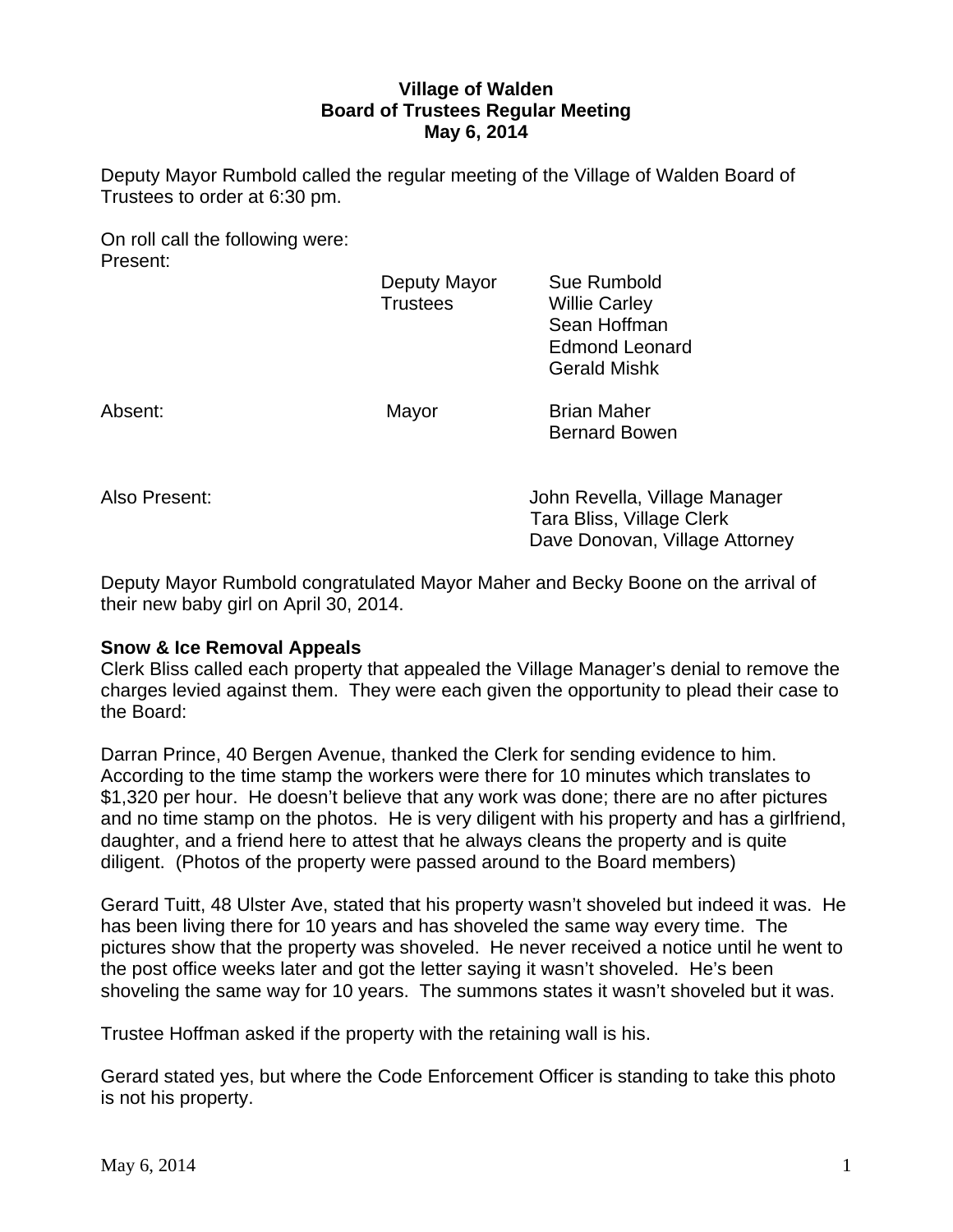**Village of Walden**
**Board of Trustees Regular Meeting**
**May 6, 2014**

Deputy Mayor Rumbold called the regular meeting of the Village of Walden Board of Trustees to order at 6:30 pm.

On roll call the following were:
Present:

| | | |
|---|---|---|
| | Deputy Mayor | Sue Rumbold |
| | Trustees | Willie Carley |
| | | Sean Hoffman |
| | | Edmond Leonard |
| | | Gerald Mishk |
| Absent: | Mayor | Brian Maher |
| | | Bernard Bowen |

Also Present:
John Revella, Village Manager
Tara Bliss, Village Clerk
Dave Donovan, Village Attorney

Deputy Mayor Rumbold congratulated Mayor Maher and Becky Boone on the arrival of their new baby girl on April 30, 2014.

**Snow & Ice Removal Appeals**

Clerk Bliss called each property that appealed the Village Manager's denial to remove the charges levied against them. They were each given the opportunity to plead their case to the Board:

Darran Prince, 40 Bergen Avenue, thanked the Clerk for sending evidence to him. According to the time stamp the workers were there for 10 minutes which translates to $1,320 per hour. He doesn't believe that any work was done; there are no after pictures and no time stamp on the photos. He is very diligent with his property and has a girlfriend, daughter, and a friend here to attest that he always cleans the property and is quite diligent. (Photos of the property were passed around to the Board members)

Gerard Tuitt, 48 Ulster Ave, stated that his property wasn't shoveled but indeed it was. He has been living there for 10 years and has shoveled the same way every time. The pictures show that the property was shoveled. He never received a notice until he went to the post office weeks later and got the letter saying it wasn't shoveled. He's been shoveling the same way for 10 years. The summons states it wasn't shoveled but it was.

Trustee Hoffman asked if the property with the retaining wall is his.

Gerard stated yes, but where the Code Enforcement Officer is standing to take this photo is not his property.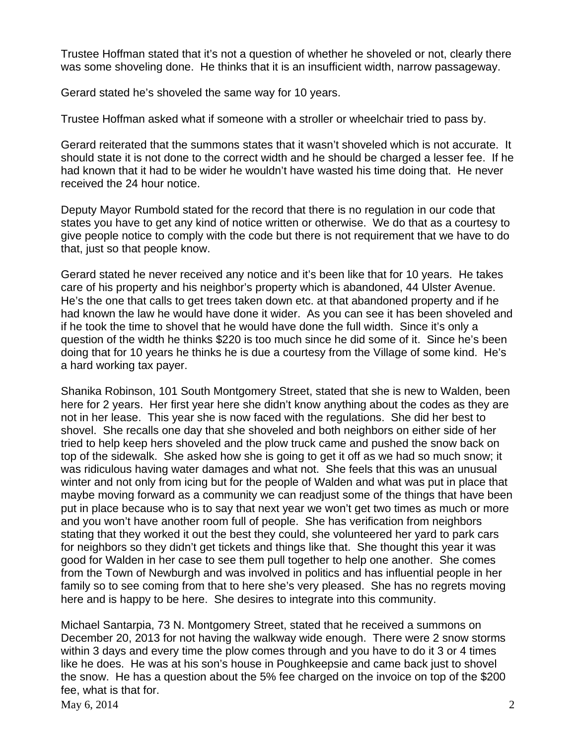Trustee Hoffman stated that it's not a question of whether he shoveled or not, clearly there was some shoveling done. He thinks that it is an insufficient width, narrow passageway.

Gerard stated he's shoveled the same way for 10 years.

Trustee Hoffman asked what if someone with a stroller or wheelchair tried to pass by.

Gerard reiterated that the summons states that it wasn't shoveled which is not accurate. It should state it is not done to the correct width and he should be charged a lesser fee. If he had known that it had to be wider he wouldn't have wasted his time doing that. He never received the 24 hour notice.

Deputy Mayor Rumbold stated for the record that there is no regulation in our code that states you have to get any kind of notice written or otherwise. We do that as a courtesy to give people notice to comply with the code but there is not requirement that we have to do that, just so that people know.

Gerard stated he never received any notice and it's been like that for 10 years. He takes care of his property and his neighbor's property which is abandoned, 44 Ulster Avenue. He's the one that calls to get trees taken down etc. at that abandoned property and if he had known the law he would have done it wider. As you can see it has been shoveled and if he took the time to shovel that he would have done the full width. Since it's only a question of the width he thinks $220 is too much since he did some of it. Since he's been doing that for 10 years he thinks he is due a courtesy from the Village of some kind. He's a hard working tax payer.

Shanika Robinson, 101 South Montgomery Street, stated that she is new to Walden, been here for 2 years. Her first year here she didn't know anything about the codes as they are not in her lease. This year she is now faced with the regulations. She did her best to shovel. She recalls one day that she shoveled and both neighbors on either side of her tried to help keep hers shoveled and the plow truck came and pushed the snow back on top of the sidewalk. She asked how she is going to get it off as we had so much snow; it was ridiculous having water damages and what not. She feels that this was an unusual winter and not only from icing but for the people of Walden and what was put in place that maybe moving forward as a community we can readjust some of the things that have been put in place because who is to say that next year we won't get two times as much or more and you won't have another room full of people. She has verification from neighbors stating that they worked it out the best they could, she volunteered her yard to park cars for neighbors so they didn't get tickets and things like that. She thought this year it was good for Walden in her case to see them pull together to help one another. She comes from the Town of Newburgh and was involved in politics and has influential people in her family so to see coming from that to here she's very pleased. She has no regrets moving here and is happy to be here. She desires to integrate into this community.

Michael Santarpia, 73 N. Montgomery Street, stated that he received a summons on December 20, 2013 for not having the walkway wide enough. There were 2 snow storms within 3 days and every time the plow comes through and you have to do it 3 or 4 times like he does. He was at his son's house in Poughkeepsie and came back just to shovel the snow. He has a question about the 5% fee charged on the invoice on top of the $200 fee, what is that for.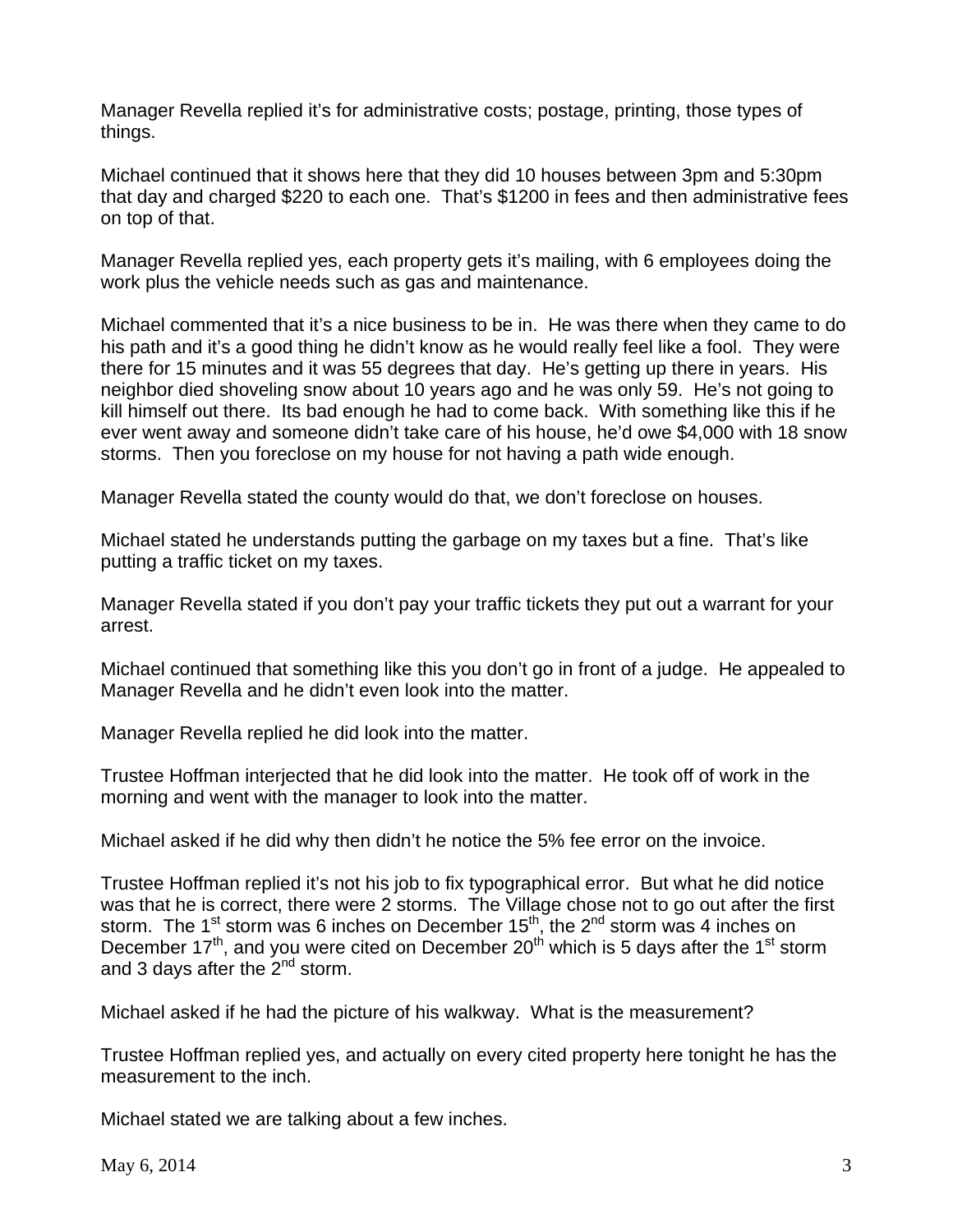Manager Revella replied it's for administrative costs; postage, printing, those types of things.

Michael continued that it shows here that they did 10 houses between 3pm and 5:30pm that day and charged $220 to each one. That's $1200 in fees and then administrative fees on top of that.

Manager Revella replied yes, each property gets it's mailing, with 6 employees doing the work plus the vehicle needs such as gas and maintenance.

Michael commented that it's a nice business to be in. He was there when they came to do his path and it's a good thing he didn't know as he would really feel like a fool. They were there for 15 minutes and it was 55 degrees that day. He's getting up there in years. His neighbor died shoveling snow about 10 years ago and he was only 59. He's not going to kill himself out there. Its bad enough he had to come back. With something like this if he ever went away and someone didn't take care of his house, he'd owe $4,000 with 18 snow storms. Then you foreclose on my house for not having a path wide enough.

Manager Revella stated the county would do that, we don't foreclose on houses.

Michael stated he understands putting the garbage on my taxes but a fine. That's like putting a traffic ticket on my taxes.

Manager Revella stated if you don't pay your traffic tickets they put out a warrant for your arrest.

Michael continued that something like this you don't go in front of a judge. He appealed to Manager Revella and he didn't even look into the matter.

Manager Revella replied he did look into the matter.

Trustee Hoffman interjected that he did look into the matter. He took off of work in the morning and went with the manager to look into the matter.

Michael asked if he did why then didn't he notice the 5% fee error on the invoice.

Trustee Hoffman replied it's not his job to fix typographical error. But what he did notice was that he is correct, there were 2 storms. The Village chose not to go out after the first storm. The 1st storm was 6 inches on December 15th, the 2nd storm was 4 inches on December 17th, and you were cited on December 20th which is 5 days after the 1st storm and 3 days after the 2nd storm.

Michael asked if he had the picture of his walkway. What is the measurement?

Trustee Hoffman replied yes, and actually on every cited property here tonight he has the measurement to the inch.

Michael stated we are talking about a few inches.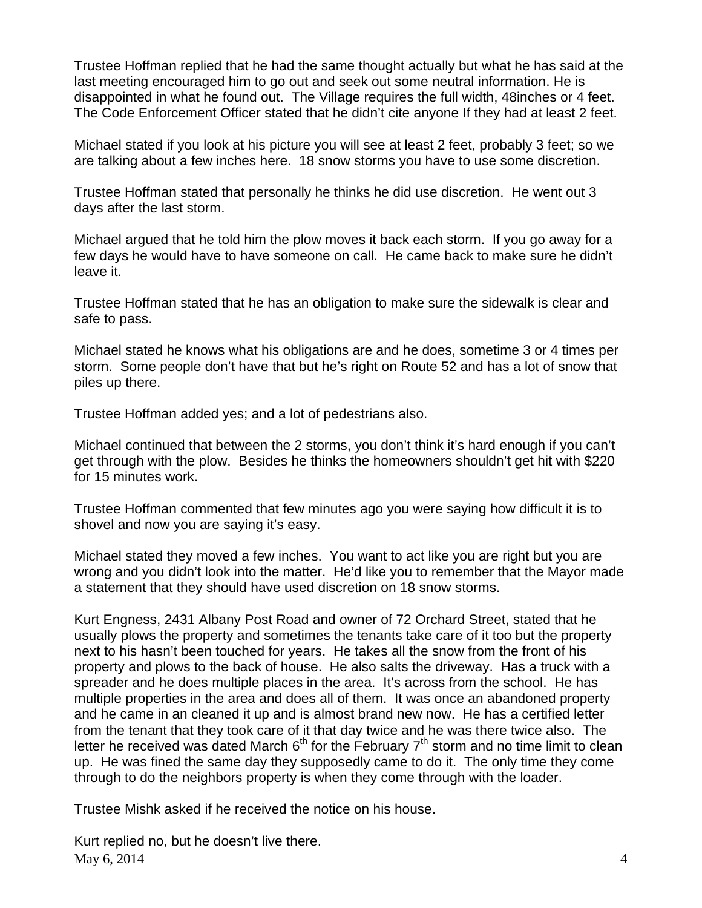Trustee Hoffman replied that he had the same thought actually but what he has said at the last meeting encouraged him to go out and seek out some neutral information. He is disappointed in what he found out. The Village requires the full width, 48inches or 4 feet. The Code Enforcement Officer stated that he didn't cite anyone If they had at least 2 feet.

Michael stated if you look at his picture you will see at least 2 feet, probably 3 feet; so we are talking about a few inches here. 18 snow storms you have to use some discretion.

Trustee Hoffman stated that personally he thinks he did use discretion. He went out 3 days after the last storm.

Michael argued that he told him the plow moves it back each storm. If you go away for a few days he would have to have someone on call. He came back to make sure he didn't leave it.

Trustee Hoffman stated that he has an obligation to make sure the sidewalk is clear and safe to pass.

Michael stated he knows what his obligations are and he does, sometime 3 or 4 times per storm. Some people don't have that but he's right on Route 52 and has a lot of snow that piles up there.

Trustee Hoffman added yes; and a lot of pedestrians also.

Michael continued that between the 2 storms, you don't think it's hard enough if you can't get through with the plow. Besides he thinks the homeowners shouldn't get hit with $220 for 15 minutes work.

Trustee Hoffman commented that few minutes ago you were saying how difficult it is to shovel and now you are saying it's easy.

Michael stated they moved a few inches. You want to act like you are right but you are wrong and you didn't look into the matter. He'd like you to remember that the Mayor made a statement that they should have used discretion on 18 snow storms.

Kurt Engness, 2431 Albany Post Road and owner of 72 Orchard Street, stated that he usually plows the property and sometimes the tenants take care of it too but the property next to his hasn't been touched for years. He takes all the snow from the front of his property and plows to the back of house. He also salts the driveway. Has a truck with a spreader and he does multiple places in the area. It's across from the school. He has multiple properties in the area and does all of them. It was once an abandoned property and he came in an cleaned it up and is almost brand new now. He has a certified letter from the tenant that they took care of it that day twice and he was there twice also. The letter he received was dated March 6th for the February 7th storm and no time limit to clean up. He was fined the same day they supposedly came to do it. The only time they come through to do the neighbors property is when they come through with the loader.

Trustee Mishk asked if he received the notice on his house.

Kurt replied no, but he doesn't live there.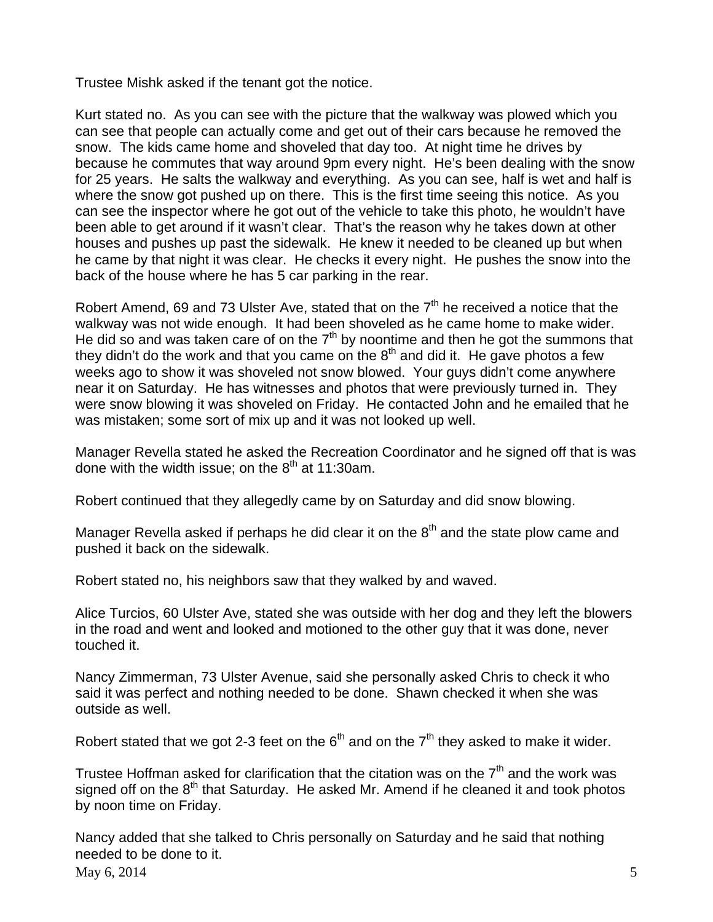Trustee Mishk asked if the tenant got the notice.

Kurt stated no. As you can see with the picture that the walkway was plowed which you can see that people can actually come and get out of their cars because he removed the snow. The kids came home and shoveled that day too. At night time he drives by because he commutes that way around 9pm every night. He's been dealing with the snow for 25 years. He salts the walkway and everything. As you can see, half is wet and half is where the snow got pushed up on there. This is the first time seeing this notice. As you can see the inspector where he got out of the vehicle to take this photo, he wouldn't have been able to get around if it wasn't clear. That's the reason why he takes down at other houses and pushes up past the sidewalk. He knew it needed to be cleaned up but when he came by that night it was clear. He checks it every night. He pushes the snow into the back of the house where he has 5 car parking in the rear.

Robert Amend, 69 and 73 Ulster Ave, stated that on the 7th he received a notice that the walkway was not wide enough. It had been shoveled as he came home to make wider. He did so and was taken care of on the 7th by noontime and then he got the summons that they didn't do the work and that you came on the 8th and did it. He gave photos a few weeks ago to show it was shoveled not snow blowed. Your guys didn't come anywhere near it on Saturday. He has witnesses and photos that were previously turned in. They were snow blowing it was shoveled on Friday. He contacted John and he emailed that he was mistaken; some sort of mix up and it was not looked up well.

Manager Revella stated he asked the Recreation Coordinator and he signed off that is was done with the width issue; on the 8th at 11:30am.

Robert continued that they allegedly came by on Saturday and did snow blowing.

Manager Revella asked if perhaps he did clear it on the 8th and the state plow came and pushed it back on the sidewalk.

Robert stated no, his neighbors saw that they walked by and waved.

Alice Turcios, 60 Ulster Ave, stated she was outside with her dog and they left the blowers in the road and went and looked and motioned to the other guy that it was done, never touched it.

Nancy Zimmerman, 73 Ulster Avenue, said she personally asked Chris to check it who said it was perfect and nothing needed to be done. Shawn checked it when she was outside as well.

Robert stated that we got 2-3 feet on the 6th and on the 7th they asked to make it wider.

Trustee Hoffman asked for clarification that the citation was on the 7th and the work was signed off on the 8th that Saturday. He asked Mr. Amend if he cleaned it and took photos by noon time on Friday.

Nancy added that she talked to Chris personally on Saturday and he said that nothing needed to be done to it.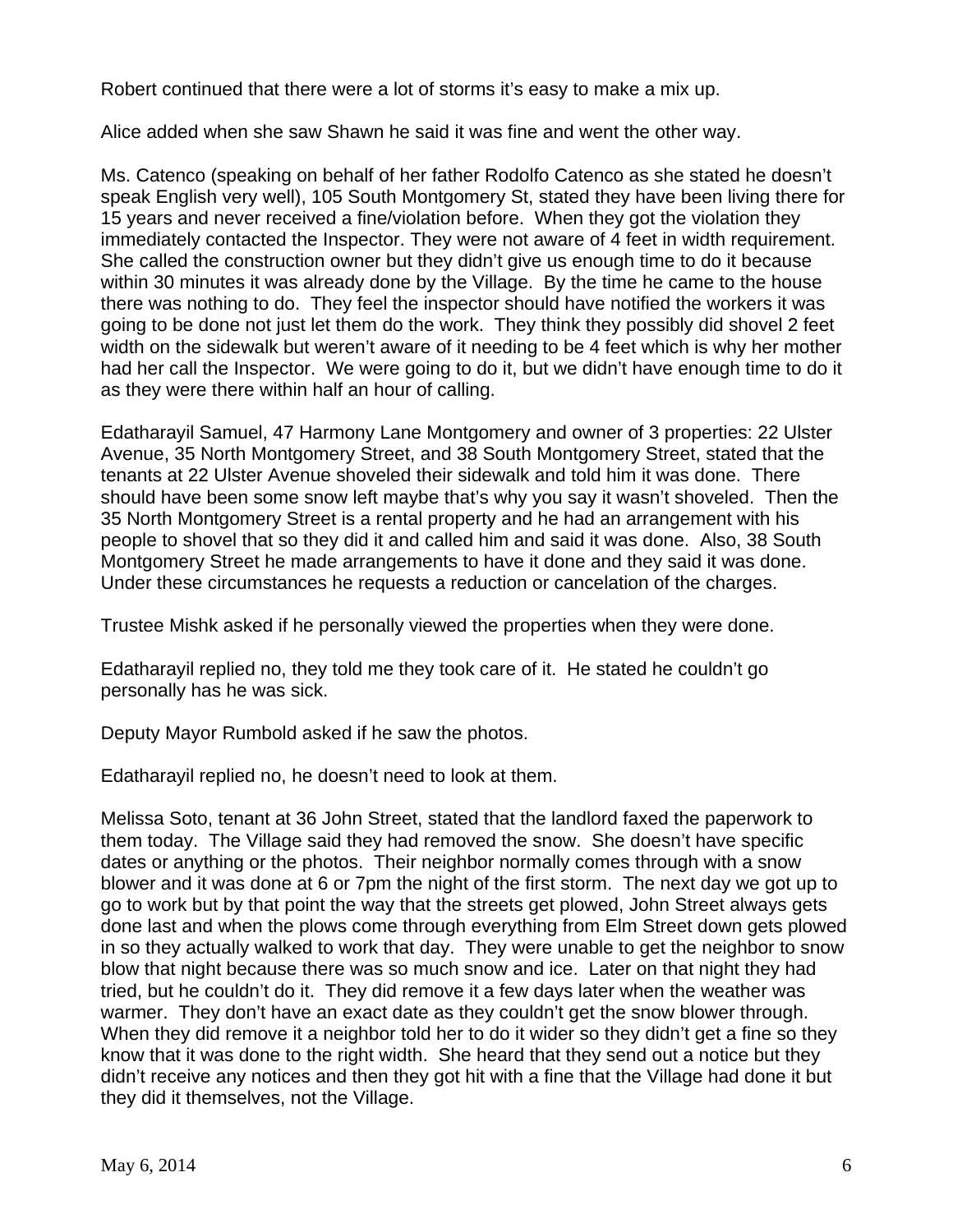Robert continued that there were a lot of storms it's easy to make a mix up.

Alice added when she saw Shawn he said it was fine and went the other way.

Ms. Catenco (speaking on behalf of her father Rodolfo Catenco as she stated he doesn't speak English very well), 105 South Montgomery St, stated they have been living there for 15 years and never received a fine/violation before. When they got the violation they immediately contacted the Inspector. They were not aware of 4 feet in width requirement. She called the construction owner but they didn't give us enough time to do it because within 30 minutes it was already done by the Village. By the time he came to the house there was nothing to do. They feel the inspector should have notified the workers it was going to be done not just let them do the work. They think they possibly did shovel 2 feet width on the sidewalk but weren't aware of it needing to be 4 feet which is why her mother had her call the Inspector. We were going to do it, but we didn't have enough time to do it as they were there within half an hour of calling.

Edatharayil Samuel, 47 Harmony Lane Montgomery and owner of 3 properties: 22 Ulster Avenue, 35 North Montgomery Street, and 38 South Montgomery Street, stated that the tenants at 22 Ulster Avenue shoveled their sidewalk and told him it was done. There should have been some snow left maybe that's why you say it wasn't shoveled. Then the 35 North Montgomery Street is a rental property and he had an arrangement with his people to shovel that so they did it and called him and said it was done. Also, 38 South Montgomery Street he made arrangements to have it done and they said it was done. Under these circumstances he requests a reduction or cancelation of the charges.

Trustee Mishk asked if he personally viewed the properties when they were done.

Edatharayil replied no, they told me they took care of it. He stated he couldn't go personally has he was sick.

Deputy Mayor Rumbold asked if he saw the photos.

Edatharayil replied no, he doesn't need to look at them.

Melissa Soto, tenant at 36 John Street, stated that the landlord faxed the paperwork to them today. The Village said they had removed the snow. She doesn't have specific dates or anything or the photos. Their neighbor normally comes through with a snow blower and it was done at 6 or 7pm the night of the first storm. The next day we got up to go to work but by that point the way that the streets get plowed, John Street always gets done last and when the plows come through everything from Elm Street down gets plowed in so they actually walked to work that day. They were unable to get the neighbor to snow blow that night because there was so much snow and ice. Later on that night they had tried, but he couldn't do it. They did remove it a few days later when the weather was warmer. They don't have an exact date as they couldn't get the snow blower through. When they did remove it a neighbor told her to do it wider so they didn't get a fine so they know that it was done to the right width. She heard that they send out a notice but they didn't receive any notices and then they got hit with a fine that the Village had done it but they did it themselves, not the Village.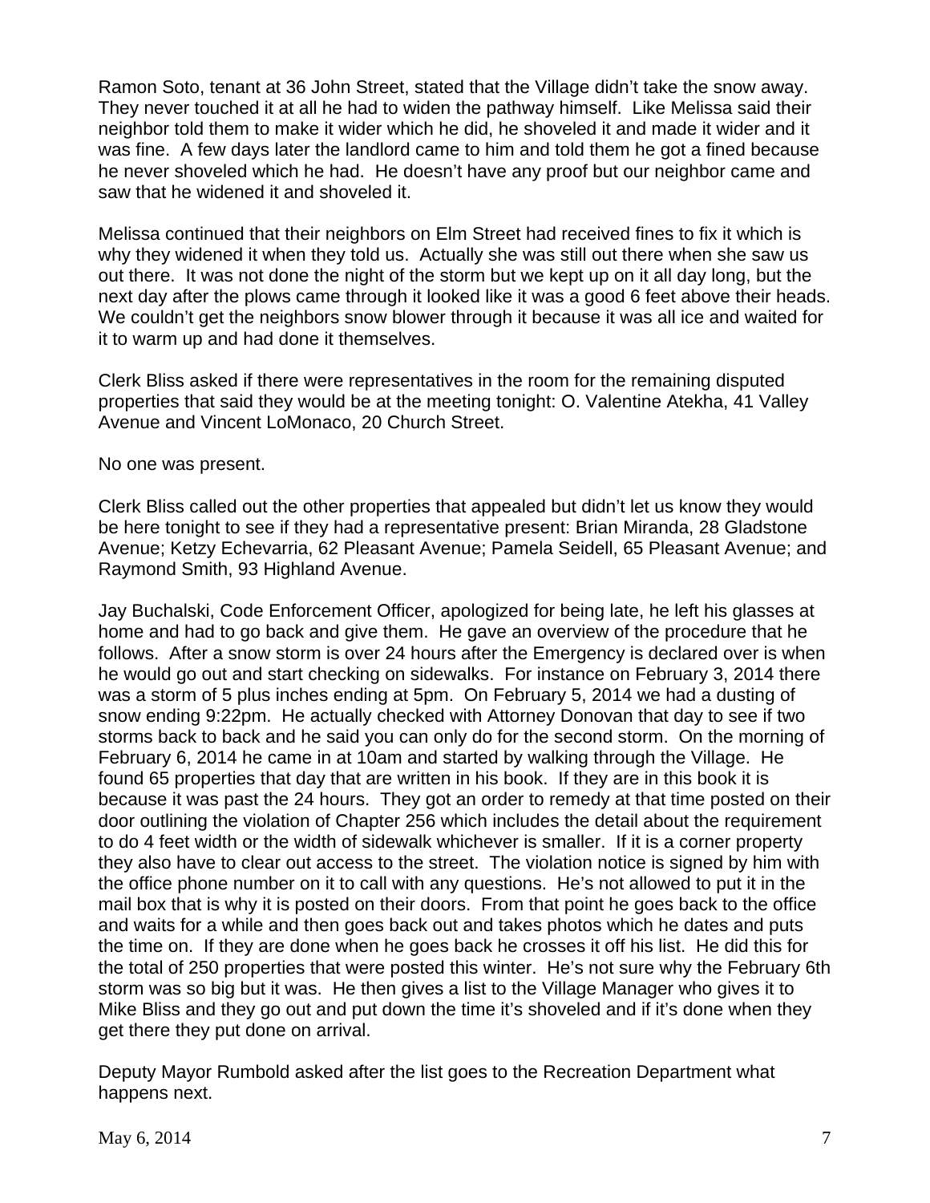Ramon Soto, tenant at 36 John Street, stated that the Village didn't take the snow away. They never touched it at all he had to widen the pathway himself. Like Melissa said their neighbor told them to make it wider which he did, he shoveled it and made it wider and it was fine. A few days later the landlord came to him and told them he got a fined because he never shoveled which he had. He doesn't have any proof but our neighbor came and saw that he widened it and shoveled it.

Melissa continued that their neighbors on Elm Street had received fines to fix it which is why they widened it when they told us. Actually she was still out there when she saw us out there. It was not done the night of the storm but we kept up on it all day long, but the next day after the plows came through it looked like it was a good 6 feet above their heads. We couldn't get the neighbors snow blower through it because it was all ice and waited for it to warm up and had done it themselves.

Clerk Bliss asked if there were representatives in the room for the remaining disputed properties that said they would be at the meeting tonight: O. Valentine Atekha, 41 Valley Avenue and Vincent LoMonaco, 20 Church Street.

No one was present.

Clerk Bliss called out the other properties that appealed but didn't let us know they would be here tonight to see if they had a representative present: Brian Miranda, 28 Gladstone Avenue; Ketzy Echevarria, 62 Pleasant Avenue; Pamela Seidell, 65 Pleasant Avenue; and Raymond Smith, 93 Highland Avenue.

Jay Buchalski, Code Enforcement Officer, apologized for being late, he left his glasses at home and had to go back and give them. He gave an overview of the procedure that he follows. After a snow storm is over 24 hours after the Emergency is declared over is when he would go out and start checking on sidewalks. For instance on February 3, 2014 there was a storm of 5 plus inches ending at 5pm. On February 5, 2014 we had a dusting of snow ending 9:22pm. He actually checked with Attorney Donovan that day to see if two storms back to back and he said you can only do for the second storm. On the morning of February 6, 2014 he came in at 10am and started by walking through the Village. He found 65 properties that day that are written in his book. If they are in this book it is because it was past the 24 hours. They got an order to remedy at that time posted on their door outlining the violation of Chapter 256 which includes the detail about the requirement to do 4 feet width or the width of sidewalk whichever is smaller. If it is a corner property they also have to clear out access to the street. The violation notice is signed by him with the office phone number on it to call with any questions. He's not allowed to put it in the mail box that is why it is posted on their doors. From that point he goes back to the office and waits for a while and then goes back out and takes photos which he dates and puts the time on. If they are done when he goes back he crosses it off his list. He did this for the total of 250 properties that were posted this winter. He's not sure why the February 6th storm was so big but it was. He then gives a list to the Village Manager who gives it to Mike Bliss and they go out and put down the time it's shoveled and if it's done when they get there they put done on arrival.

Deputy Mayor Rumbold asked after the list goes to the Recreation Department what happens next.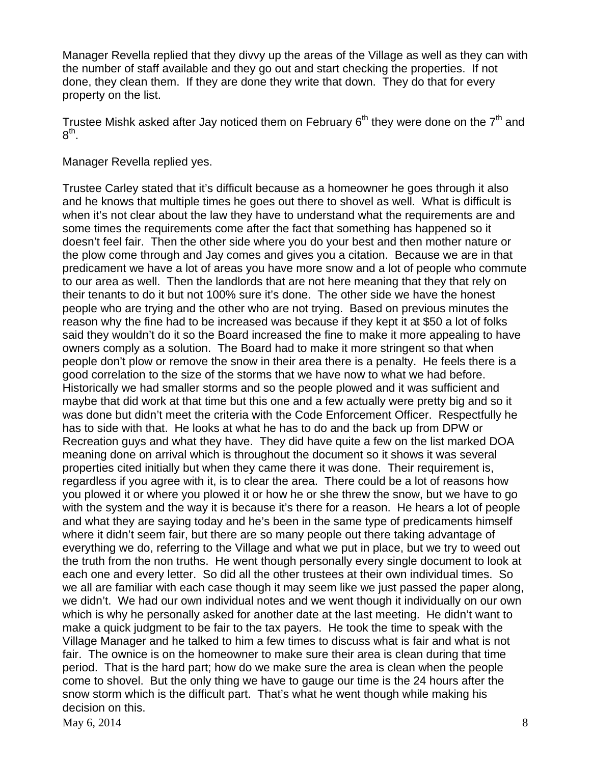Manager Revella replied that they divvy up the areas of the Village as well as they can with the number of staff available and they go out and start checking the properties. If not done, they clean them. If they are done they write that down. They do that for every property on the list.

Trustee Mishk asked after Jay noticed them on February 6th they were done on the 7th and 8th.

Manager Revella replied yes.

Trustee Carley stated that it's difficult because as a homeowner he goes through it also and he knows that multiple times he goes out there to shovel as well. What is difficult is when it's not clear about the law they have to understand what the requirements are and some times the requirements come after the fact that something has happened so it doesn't feel fair. Then the other side where you do your best and then mother nature or the plow come through and Jay comes and gives you a citation. Because we are in that predicament we have a lot of areas you have more snow and a lot of people who commute to our area as well. Then the landlords that are not here meaning that they that rely on their tenants to do it but not 100% sure it's done. The other side we have the honest people who are trying and the other who are not trying. Based on previous minutes the reason why the fine had to be increased was because if they kept it at $50 a lot of folks said they wouldn't do it so the Board increased the fine to make it more appealing to have owners comply as a solution. The Board had to make it more stringent so that when people don't plow or remove the snow in their area there is a penalty. He feels there is a good correlation to the size of the storms that we have now to what we had before. Historically we had smaller storms and so the people plowed and it was sufficient and maybe that did work at that time but this one and a few actually were pretty big and so it was done but didn't meet the criteria with the Code Enforcement Officer. Respectfully he has to side with that. He looks at what he has to do and the back up from DPW or Recreation guys and what they have. They did have quite a few on the list marked DOA meaning done on arrival which is throughout the document so it shows it was several properties cited initially but when they came there it was done. Their requirement is, regardless if you agree with it, is to clear the area. There could be a lot of reasons how you plowed it or where you plowed it or how he or she threw the snow, but we have to go with the system and the way it is because it's there for a reason. He hears a lot of people and what they are saying today and he's been in the same type of predicaments himself where it didn't seem fair, but there are so many people out there taking advantage of everything we do, referring to the Village and what we put in place, but we try to weed out the truth from the non truths. He went though personally every single document to look at each one and every letter. So did all the other trustees at their own individual times. So we all are familiar with each case though it may seem like we just passed the paper along, we didn't. We had our own individual notes and we went though it individually on our own which is why he personally asked for another date at the last meeting. He didn't want to make a quick judgment to be fair to the tax payers. He took the time to speak with the Village Manager and he talked to him a few times to discuss what is fair and what is not fair. The ownice is on the homeowner to make sure their area is clean during that time period. That is the hard part; how do we make sure the area is clean when the people come to shovel. But the only thing we have to gauge our time is the 24 hours after the snow storm which is the difficult part. That's what he went though while making his decision on this.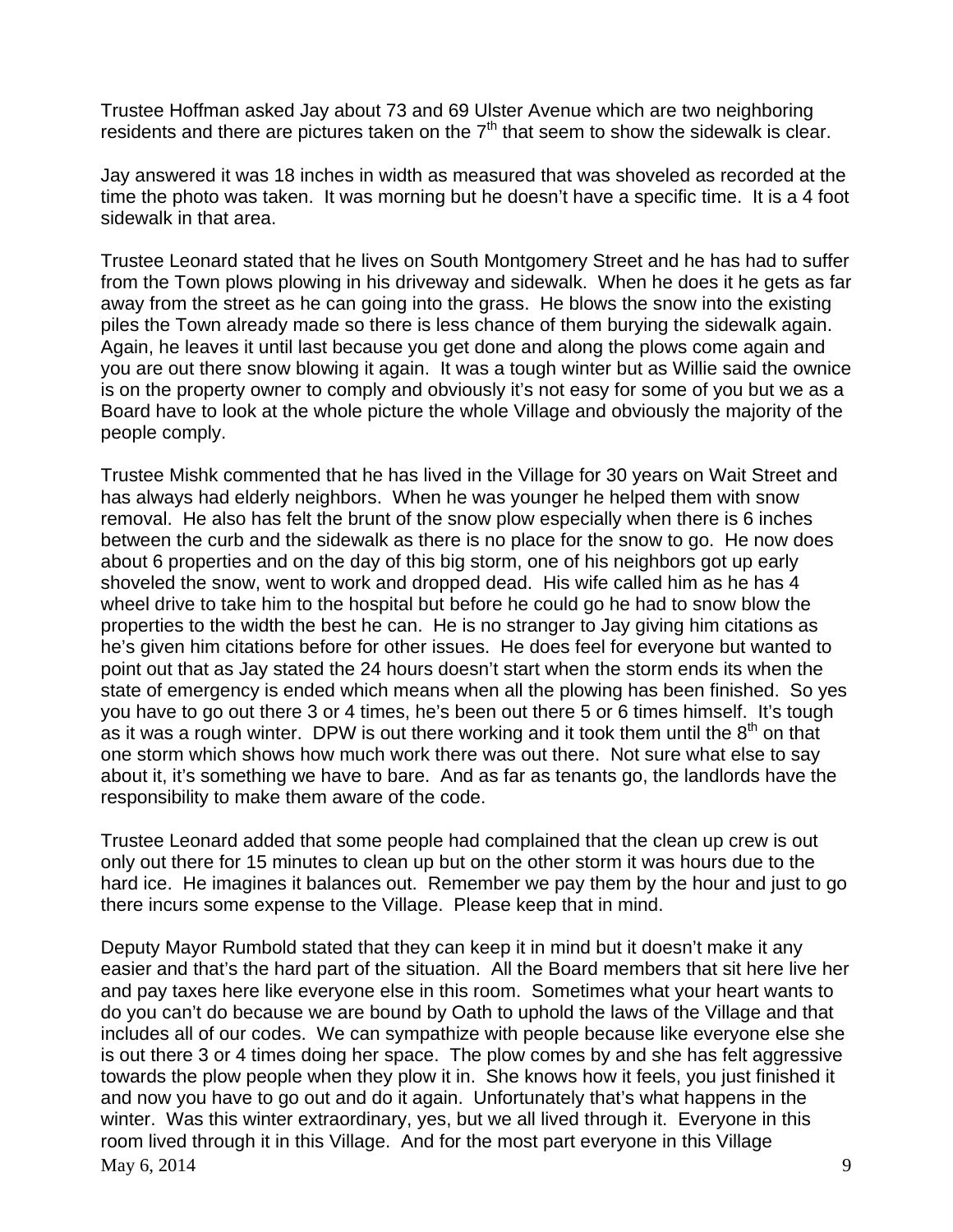Trustee Hoffman asked Jay about 73 and 69 Ulster Avenue which are two neighboring residents and there are pictures taken on the $7^{th}$ that seem to show the sidewalk is clear.

Jay answered it was 18 inches in width as measured that was shoveled as recorded at the time the photo was taken. It was morning but he doesn't have a specific time. It is a 4 foot sidewalk in that area.

Trustee Leonard stated that he lives on South Montgomery Street and he has had to suffer from the Town plows plowing in his driveway and sidewalk. When he does it he gets as far away from the street as he can going into the grass. He blows the snow into the existing piles the Town already made so there is less chance of them burying the sidewalk again. Again, he leaves it until last because you get done and along the plows come again and you are out there snow blowing it again. It was a tough winter but as Willie said the ownice is on the property owner to comply and obviously it's not easy for some of you but we as a Board have to look at the whole picture the whole Village and obviously the majority of the people comply.

Trustee Mishk commented that he has lived in the Village for 30 years on Wait Street and has always had elderly neighbors. When he was younger he helped them with snow removal. He also has felt the brunt of the snow plow especially when there is 6 inches between the curb and the sidewalk as there is no place for the snow to go. He now does about 6 properties and on the day of this big storm, one of his neighbors got up early shoveled the snow, went to work and dropped dead. His wife called him as he has 4 wheel drive to take him to the hospital but before he could go he had to snow blow the properties to the width the best he can. He is no stranger to Jay giving him citations as he's given him citations before for other issues. He does feel for everyone but wanted to point out that as Jay stated the 24 hours doesn't start when the storm ends its when the state of emergency is ended which means when all the plowing has been finished. So yes you have to go out there 3 or 4 times, he's been out there 5 or 6 times himself. It's tough as it was a rough winter. DPW is out there working and it took them until the $8^{th}$ on that one storm which shows how much work there was out there. Not sure what else to say about it, it's something we have to bare. And as far as tenants go, the landlords have the responsibility to make them aware of the code.

Trustee Leonard added that some people had complained that the clean up crew is out only out there for 15 minutes to clean up but on the other storm it was hours due to the hard ice. He imagines it balances out. Remember we pay them by the hour and just to go there incurs some expense to the Village. Please keep that in mind.

Deputy Mayor Rumbold stated that they can keep it in mind but it doesn't make it any easier and that's the hard part of the situation. All the Board members that sit here live her and pay taxes here like everyone else in this room. Sometimes what your heart wants to do you can't do because we are bound by Oath to uphold the laws of the Village and that includes all of our codes. We can sympathize with people because like everyone else she is out there 3 or 4 times doing her space. The plow comes by and she has felt aggressive towards the plow people when they plow it in. She knows how it feels, you just finished it and now you have to go out and do it again. Unfortunately that's what happens in the winter. Was this winter extraordinary, yes, but we all lived through it. Everyone in this room lived through it in this Village. And for the most part everyone in this Village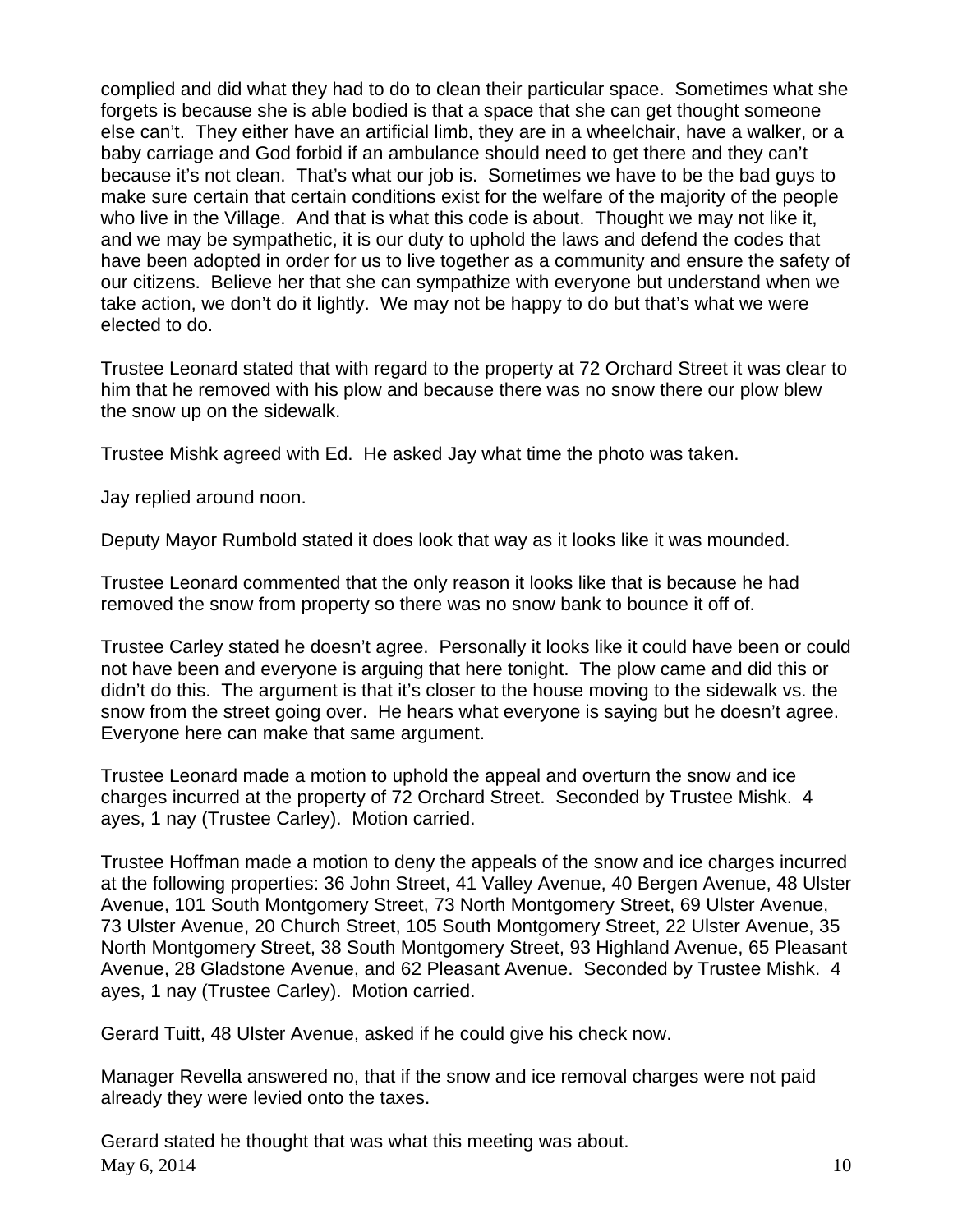complied and did what they had to do to clean their particular space. Sometimes what she forgets is because she is able bodied is that a space that she can get thought someone else can't. They either have an artificial limb, they are in a wheelchair, have a walker, or a baby carriage and God forbid if an ambulance should need to get there and they can't because it's not clean. That's what our job is. Sometimes we have to be the bad guys to make sure certain that certain conditions exist for the welfare of the majority of the people who live in the Village. And that is what this code is about. Thought we may not like it, and we may be sympathetic, it is our duty to uphold the laws and defend the codes that have been adopted in order for us to live together as a community and ensure the safety of our citizens. Believe her that she can sympathize with everyone but understand when we take action, we don't do it lightly. We may not be happy to do but that's what we were elected to do.

Trustee Leonard stated that with regard to the property at 72 Orchard Street it was clear to him that he removed with his plow and because there was no snow there our plow blew the snow up on the sidewalk.

Trustee Mishk agreed with Ed. He asked Jay what time the photo was taken.

Jay replied around noon.

Deputy Mayor Rumbold stated it does look that way as it looks like it was mounded.

Trustee Leonard commented that the only reason it looks like that is because he had removed the snow from property so there was no snow bank to bounce it off of.

Trustee Carley stated he doesn't agree. Personally it looks like it could have been or could not have been and everyone is arguing that here tonight. The plow came and did this or didn't do this. The argument is that it's closer to the house moving to the sidewalk vs. the snow from the street going over. He hears what everyone is saying but he doesn't agree. Everyone here can make that same argument.

Trustee Leonard made a motion to uphold the appeal and overturn the snow and ice charges incurred at the property of 72 Orchard Street. Seconded by Trustee Mishk. 4 ayes, 1 nay (Trustee Carley). Motion carried.

Trustee Hoffman made a motion to deny the appeals of the snow and ice charges incurred at the following properties: 36 John Street, 41 Valley Avenue, 40 Bergen Avenue, 48 Ulster Avenue, 101 South Montgomery Street, 73 North Montgomery Street, 69 Ulster Avenue, 73 Ulster Avenue, 20 Church Street, 105 South Montgomery Street, 22 Ulster Avenue, 35 North Montgomery Street, 38 South Montgomery Street, 93 Highland Avenue, 65 Pleasant Avenue, 28 Gladstone Avenue, and 62 Pleasant Avenue. Seconded by Trustee Mishk. 4 ayes, 1 nay (Trustee Carley). Motion carried.

Gerard Tuitt, 48 Ulster Avenue, asked if he could give his check now.

Manager Revella answered no, that if the snow and ice removal charges were not paid already they were levied onto the taxes.

Gerard stated he thought that was what this meeting was about.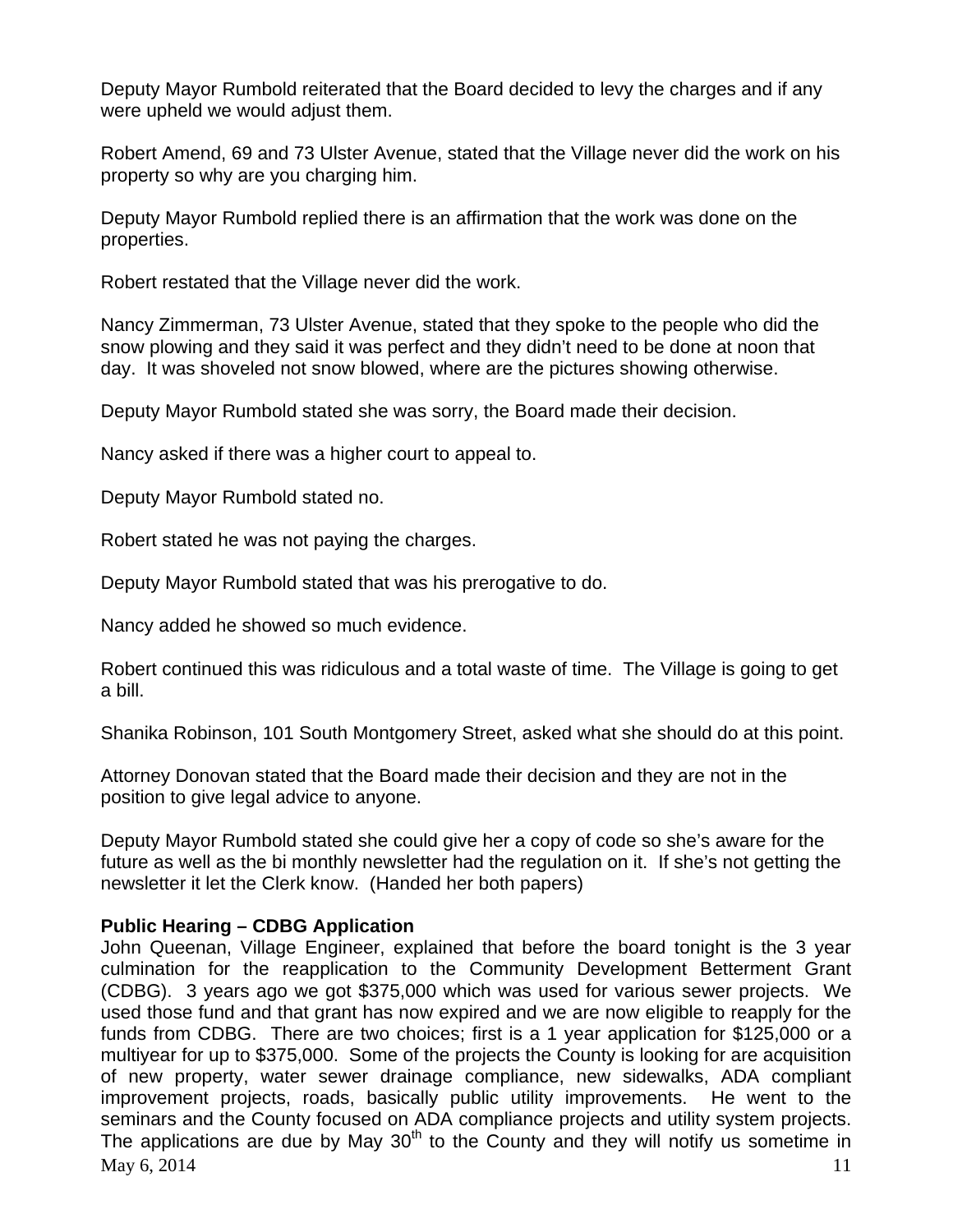Deputy Mayor Rumbold reiterated that the Board decided to levy the charges and if any were upheld we would adjust them.

Robert Amend, 69 and 73 Ulster Avenue, stated that the Village never did the work on his property so why are you charging him.

Deputy Mayor Rumbold replied there is an affirmation that the work was done on the properties.

Robert restated that the Village never did the work.

Nancy Zimmerman, 73 Ulster Avenue, stated that they spoke to the people who did the snow plowing and they said it was perfect and they didn't need to be done at noon that day. It was shoveled not snow blowed, where are the pictures showing otherwise.

Deputy Mayor Rumbold stated she was sorry, the Board made their decision.

Nancy asked if there was a higher court to appeal to.

Deputy Mayor Rumbold stated no.

Robert stated he was not paying the charges.

Deputy Mayor Rumbold stated that was his prerogative to do.

Nancy added he showed so much evidence.

Robert continued this was ridiculous and a total waste of time. The Village is going to get a bill.

Shanika Robinson, 101 South Montgomery Street, asked what she should do at this point.

Attorney Donovan stated that the Board made their decision and they are not in the position to give legal advice to anyone.

Deputy Mayor Rumbold stated she could give her a copy of code so she's aware for the future as well as the bi monthly newsletter had the regulation on it. If she's not getting the newsletter it let the Clerk know. (Handed her both papers)

**Public Hearing – CDBG Application**

John Queenan, Village Engineer, explained that before the board tonight is the 3 year culmination for the reapplication to the Community Development Betterment Grant (CDBG). 3 years ago we got $375,000 which was used for various sewer projects. We used those fund and that grant has now expired and we are now eligible to reapply for the funds from CDBG. There are two choices; first is a 1 year application for $125,000 or a multiyear for up to $375,000. Some of the projects the County is looking for are acquisition of new property, water sewer drainage compliance, new sidewalks, ADA compliant improvement projects, roads, basically public utility improvements. He went to the seminars and the County focused on ADA compliance projects and utility system projects. The applications are due by May 30th to the County and they will notify us sometime in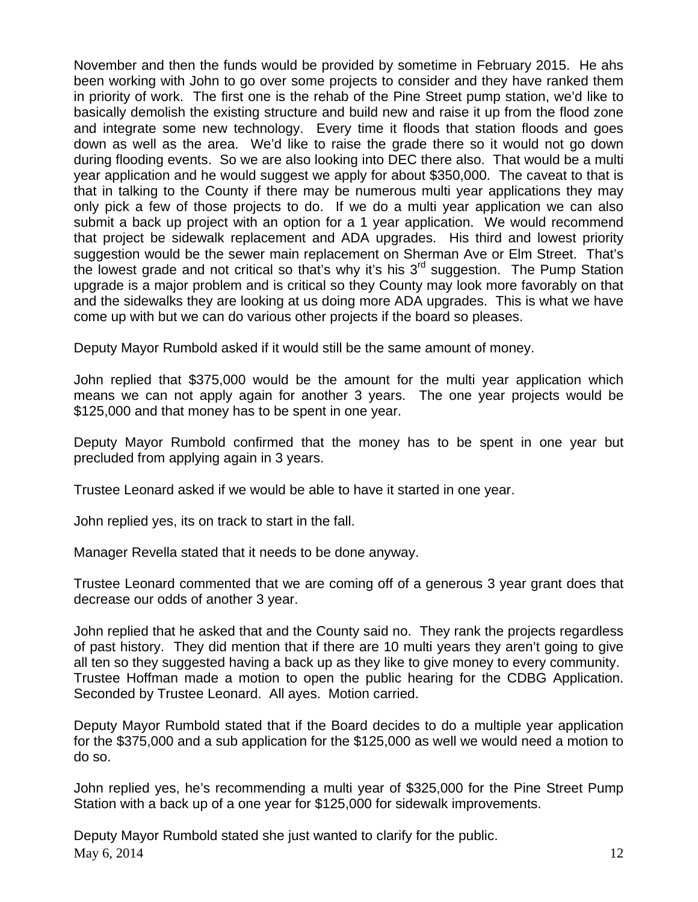November and then the funds would be provided by sometime in February 2015. He ahs been working with John to go over some projects to consider and they have ranked them in priority of work. The first one is the rehab of the Pine Street pump station, we'd like to basically demolish the existing structure and build new and raise it up from the flood zone and integrate some new technology. Every time it floods that station floods and goes down as well as the area. We'd like to raise the grade there so it would not go down during flooding events. So we are also looking into DEC there also. That would be a multi year application and he would suggest we apply for about $350,000. The caveat to that is that in talking to the County if there may be numerous multi year applications they may only pick a few of those projects to do. If we do a multi year application we can also submit a back up project with an option for a 1 year application. We would recommend that project be sidewalk replacement and ADA upgrades. His third and lowest priority suggestion would be the sewer main replacement on Sherman Ave or Elm Street. That's the lowest grade and not critical so that's why it's his 3rd suggestion. The Pump Station upgrade is a major problem and is critical so they County may look more favorably on that and the sidewalks they are looking at us doing more ADA upgrades. This is what we have come up with but we can do various other projects if the board so pleases.

Deputy Mayor Rumbold asked if it would still be the same amount of money.

John replied that $375,000 would be the amount for the multi year application which means we can not apply again for another 3 years. The one year projects would be $125,000 and that money has to be spent in one year.

Deputy Mayor Rumbold confirmed that the money has to be spent in one year but precluded from applying again in 3 years.

Trustee Leonard asked if we would be able to have it started in one year.

John replied yes, its on track to start in the fall.

Manager Revella stated that it needs to be done anyway.

Trustee Leonard commented that we are coming off of a generous 3 year grant does that decrease our odds of another 3 year.

John replied that he asked that and the County said no. They rank the projects regardless of past history. They did mention that if there are 10 multi years they aren't going to give all ten so they suggested having a back up as they like to give money to every community. Trustee Hoffman made a motion to open the public hearing for the CDBG Application. Seconded by Trustee Leonard. All ayes. Motion carried.

Deputy Mayor Rumbold stated that if the Board decides to do a multiple year application for the $375,000 and a sub application for the $125,000 as well we would need a motion to do so.

John replied yes, he's recommending a multi year of $325,000 for the Pine Street Pump Station with a back up of a one year for $125,000 for sidewalk improvements.

Deputy Mayor Rumbold stated she just wanted to clarify for the public.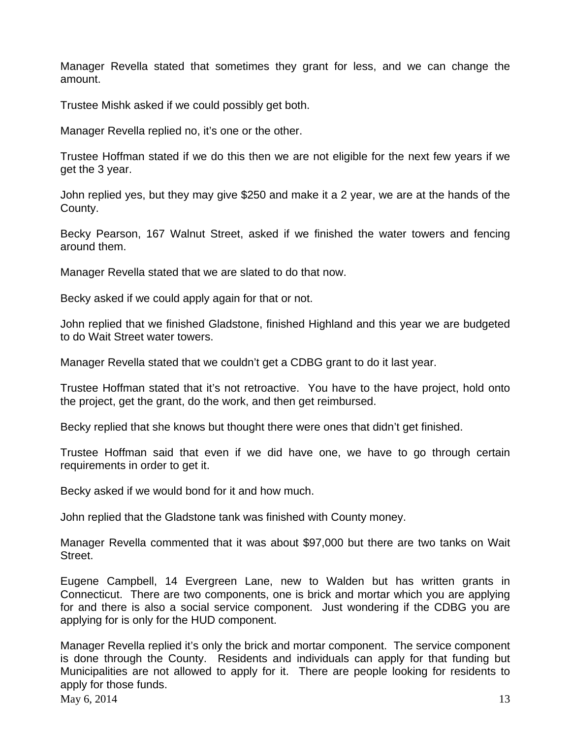Manager Revella stated that sometimes they grant for less, and we can change the amount.

Trustee Mishk asked if we could possibly get both.

Manager Revella replied no, it's one or the other.

Trustee Hoffman stated if we do this then we are not eligible for the next few years if we get the 3 year.

John replied yes, but they may give $250 and make it a 2 year, we are at the hands of the County.

Becky Pearson, 167 Walnut Street, asked if we finished the water towers and fencing around them.

Manager Revella stated that we are slated to do that now.

Becky asked if we could apply again for that or not.

John replied that we finished Gladstone, finished Highland and this year we are budgeted to do Wait Street water towers.

Manager Revella stated that we couldn't get a CDBG grant to do it last year.

Trustee Hoffman stated that it's not retroactive. You have to the have project, hold onto the project, get the grant, do the work, and then get reimbursed.

Becky replied that she knows but thought there were ones that didn't get finished.

Trustee Hoffman said that even if we did have one, we have to go through certain requirements in order to get it.

Becky asked if we would bond for it and how much.

John replied that the Gladstone tank was finished with County money.

Manager Revella commented that it was about $97,000 but there are two tanks on Wait Street.

Eugene Campbell, 14 Evergreen Lane, new to Walden but has written grants in Connecticut. There are two components, one is brick and mortar which you are applying for and there is also a social service component. Just wondering if the CDBG you are applying for is only for the HUD component.

Manager Revella replied it's only the brick and mortar component. The service component is done through the County. Residents and individuals can apply for that funding but Municipalities are not allowed to apply for it. There are people looking for residents to apply for those funds.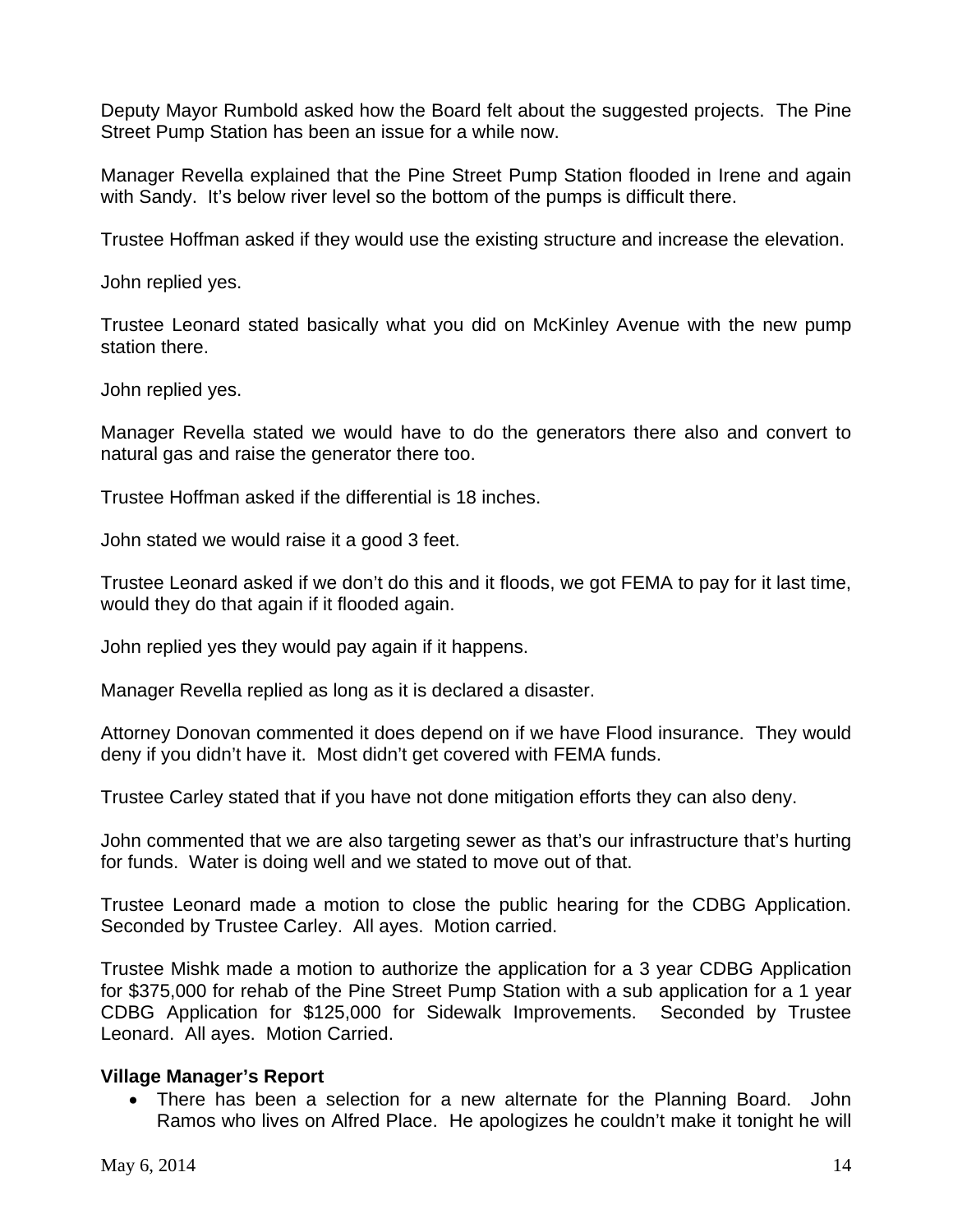Deputy Mayor Rumbold asked how the Board felt about the suggested projects. The Pine Street Pump Station has been an issue for a while now.

Manager Revella explained that the Pine Street Pump Station flooded in Irene and again with Sandy. It's below river level so the bottom of the pumps is difficult there.

Trustee Hoffman asked if they would use the existing structure and increase the elevation.

John replied yes.

Trustee Leonard stated basically what you did on McKinley Avenue with the new pump station there.

John replied yes.

Manager Revella stated we would have to do the generators there also and convert to natural gas and raise the generator there too.

Trustee Hoffman asked if the differential is 18 inches.

John stated we would raise it a good 3 feet.

Trustee Leonard asked if we don't do this and it floods, we got FEMA to pay for it last time, would they do that again if it flooded again.

John replied yes they would pay again if it happens.

Manager Revella replied as long as it is declared a disaster.

Attorney Donovan commented it does depend on if we have Flood insurance. They would deny if you didn't have it. Most didn't get covered with FEMA funds.

Trustee Carley stated that if you have not done mitigation efforts they can also deny.

John commented that we are also targeting sewer as that's our infrastructure that's hurting for funds. Water is doing well and we stated to move out of that.

Trustee Leonard made a motion to close the public hearing for the CDBG Application. Seconded by Trustee Carley. All ayes. Motion carried.

Trustee Mishk made a motion to authorize the application for a 3 year CDBG Application for $375,000 for rehab of the Pine Street Pump Station with a sub application for a 1 year CDBG Application for $125,000 for Sidewalk Improvements. Seconded by Trustee Leonard. All ayes. Motion Carried.

**Village Manager's Report**

- There has been a selection for a new alternate for the Planning Board. John Ramos who lives on Alfred Place. He apologizes he couldn't make it tonight he will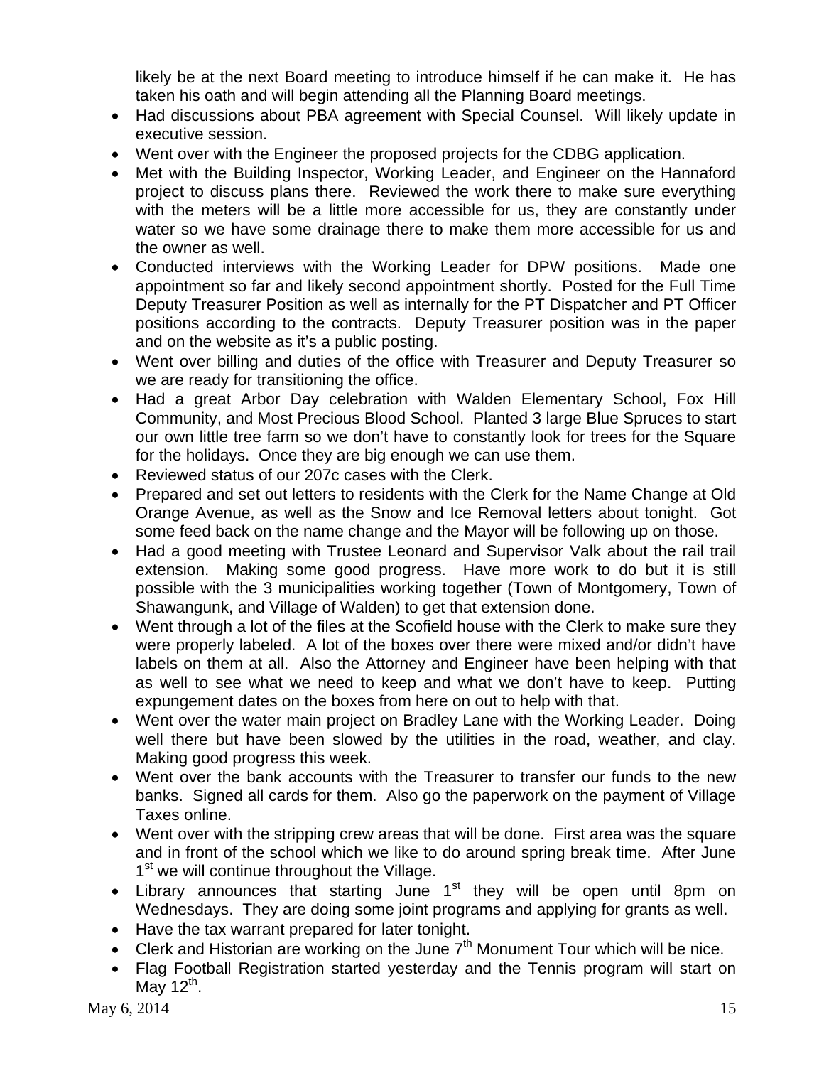likely be at the next Board meeting to introduce himself if he can make it. He has taken his oath and will begin attending all the Planning Board meetings.

- Had discussions about PBA agreement with Special Counsel. Will likely update in executive session.
- Went over with the Engineer the proposed projects for the CDBG application.
- Met with the Building Inspector, Working Leader, and Engineer on the Hannaford project to discuss plans there. Reviewed the work there to make sure everything with the meters will be a little more accessible for us, they are constantly under water so we have some drainage there to make them more accessible for us and the owner as well.
- Conducted interviews with the Working Leader for DPW positions. Made one appointment so far and likely second appointment shortly. Posted for the Full Time Deputy Treasurer Position as well as internally for the PT Dispatcher and PT Officer positions according to the contracts. Deputy Treasurer position was in the paper and on the website as it's a public posting.
- Went over billing and duties of the office with Treasurer and Deputy Treasurer so we are ready for transitioning the office.
- Had a great Arbor Day celebration with Walden Elementary School, Fox Hill Community, and Most Precious Blood School. Planted 3 large Blue Spruces to start our own little tree farm so we don't have to constantly look for trees for the Square for the holidays. Once they are big enough we can use them.
- Reviewed status of our 207c cases with the Clerk.
- Prepared and set out letters to residents with the Clerk for the Name Change at Old Orange Avenue, as well as the Snow and Ice Removal letters about tonight. Got some feed back on the name change and the Mayor will be following up on those.
- Had a good meeting with Trustee Leonard and Supervisor Valk about the rail trail extension. Making some good progress. Have more work to do but it is still possible with the 3 municipalities working together (Town of Montgomery, Town of Shawangunk, and Village of Walden) to get that extension done.
- Went through a lot of the files at the Scofield house with the Clerk to make sure they were properly labeled. A lot of the boxes over there were mixed and/or didn't have labels on them at all. Also the Attorney and Engineer have been helping with that as well to see what we need to keep and what we don't have to keep. Putting expungement dates on the boxes from here on out to help with that.
- Went over the water main project on Bradley Lane with the Working Leader. Doing well there but have been slowed by the utilities in the road, weather, and clay. Making good progress this week.
- Went over the bank accounts with the Treasurer to transfer our funds to the new banks. Signed all cards for them. Also go the paperwork on the payment of Village Taxes online.
- Went over with the stripping crew areas that will be done. First area was the square and in front of the school which we like to do around spring break time. After June 1st we will continue throughout the Village.
- Library announces that starting June 1st they will be open until 8pm on Wednesdays. They are doing some joint programs and applying for grants as well.
- Have the tax warrant prepared for later tonight.
- Clerk and Historian are working on the June 7th Monument Tour which will be nice.
- Flag Football Registration started yesterday and the Tennis program will start on May 12th.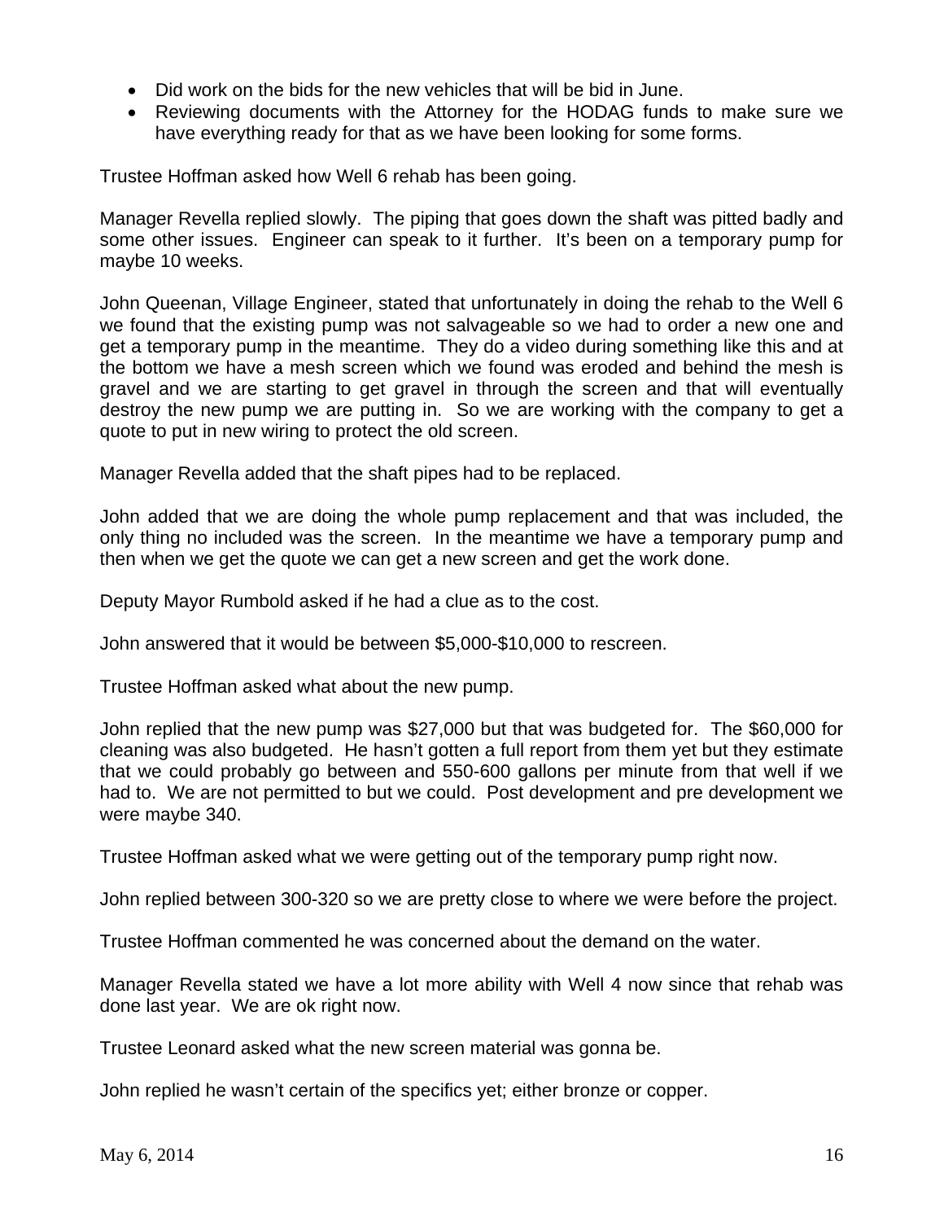- Did work on the bids for the new vehicles that will be bid in June.
- Reviewing documents with the Attorney for the HODAG funds to make sure we have everything ready for that as we have been looking for some forms.

Trustee Hoffman asked how Well 6 rehab has been going.

Manager Revella replied slowly. The piping that goes down the shaft was pitted badly and some other issues. Engineer can speak to it further. It's been on a temporary pump for maybe 10 weeks.

John Queenan, Village Engineer, stated that unfortunately in doing the rehab to the Well 6 we found that the existing pump was not salvageable so we had to order a new one and get a temporary pump in the meantime. They do a video during something like this and at the bottom we have a mesh screen which we found was eroded and behind the mesh is gravel and we are starting to get gravel in through the screen and that will eventually destroy the new pump we are putting in. So we are working with the company to get a quote to put in new wiring to protect the old screen.

Manager Revella added that the shaft pipes had to be replaced.

John added that we are doing the whole pump replacement and that was included, the only thing no included was the screen. In the meantime we have a temporary pump and then when we get the quote we can get a new screen and get the work done.

Deputy Mayor Rumbold asked if he had a clue as to the cost.

John answered that it would be between $5,000-$10,000 to rescreen.

Trustee Hoffman asked what about the new pump.

John replied that the new pump was $27,000 but that was budgeted for. The $60,000 for cleaning was also budgeted. He hasn't gotten a full report from them yet but they estimate that we could probably go between and 550-600 gallons per minute from that well if we had to. We are not permitted to but we could. Post development and pre development we were maybe 340.

Trustee Hoffman asked what we were getting out of the temporary pump right now.

John replied between 300-320 so we are pretty close to where we were before the project.

Trustee Hoffman commented he was concerned about the demand on the water.

Manager Revella stated we have a lot more ability with Well 4 now since that rehab was done last year. We are ok right now.

Trustee Leonard asked what the new screen material was gonna be.

John replied he wasn't certain of the specifics yet; either bronze or copper.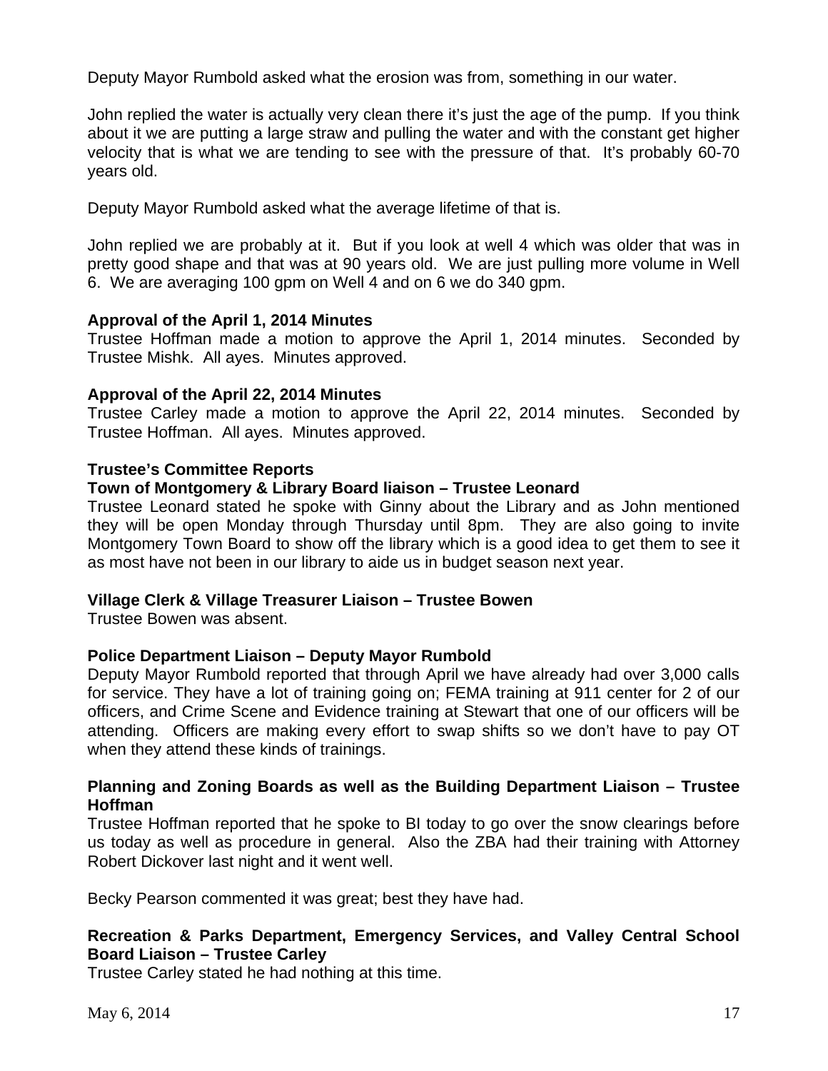Deputy Mayor Rumbold asked what the erosion was from, something in our water.

John replied the water is actually very clean there it's just the age of the pump. If you think about it we are putting a large straw and pulling the water and with the constant get higher velocity that is what we are tending to see with the pressure of that. It's probably 60-70 years old.

Deputy Mayor Rumbold asked what the average lifetime of that is.

John replied we are probably at it. But if you look at well 4 which was older that was in pretty good shape and that was at 90 years old. We are just pulling more volume in Well 6. We are averaging 100 gpm on Well 4 and on 6 we do 340 gpm.

**Approval of the April 1, 2014 Minutes**
Trustee Hoffman made a motion to approve the April 1, 2014 minutes. Seconded by Trustee Mishk. All ayes. Minutes approved.

**Approval of the April 22, 2014 Minutes**
Trustee Carley made a motion to approve the April 22, 2014 minutes. Seconded by Trustee Hoffman. All ayes. Minutes approved.

**Trustee's Committee Reports**

**Town of Montgomery & Library Board liaison – Trustee Leonard**
Trustee Leonard stated he spoke with Ginny about the Library and as John mentioned they will be open Monday through Thursday until 8pm. They are also going to invite Montgomery Town Board to show off the library which is a good idea to get them to see it as most have not been in our library to aide us in budget season next year.

**Village Clerk & Village Treasurer Liaison – Trustee Bowen**
Trustee Bowen was absent.

**Police Department Liaison – Deputy Mayor Rumbold**
Deputy Mayor Rumbold reported that through April we have already had over 3,000 calls for service. They have a lot of training going on; FEMA training at 911 center for 2 of our officers, and Crime Scene and Evidence training at Stewart that one of our officers will be attending. Officers are making every effort to swap shifts so we don't have to pay OT when they attend these kinds of trainings.

**Planning and Zoning Boards as well as the Building Department Liaison – Trustee Hoffman**
Trustee Hoffman reported that he spoke to BI today to go over the snow clearings before us today as well as procedure in general. Also the ZBA had their training with Attorney Robert Dickover last night and it went well.

Becky Pearson commented it was great; best they have had.

**Recreation & Parks Department, Emergency Services, and Valley Central School Board Liaison – Trustee Carley**
Trustee Carley stated he had nothing at this time.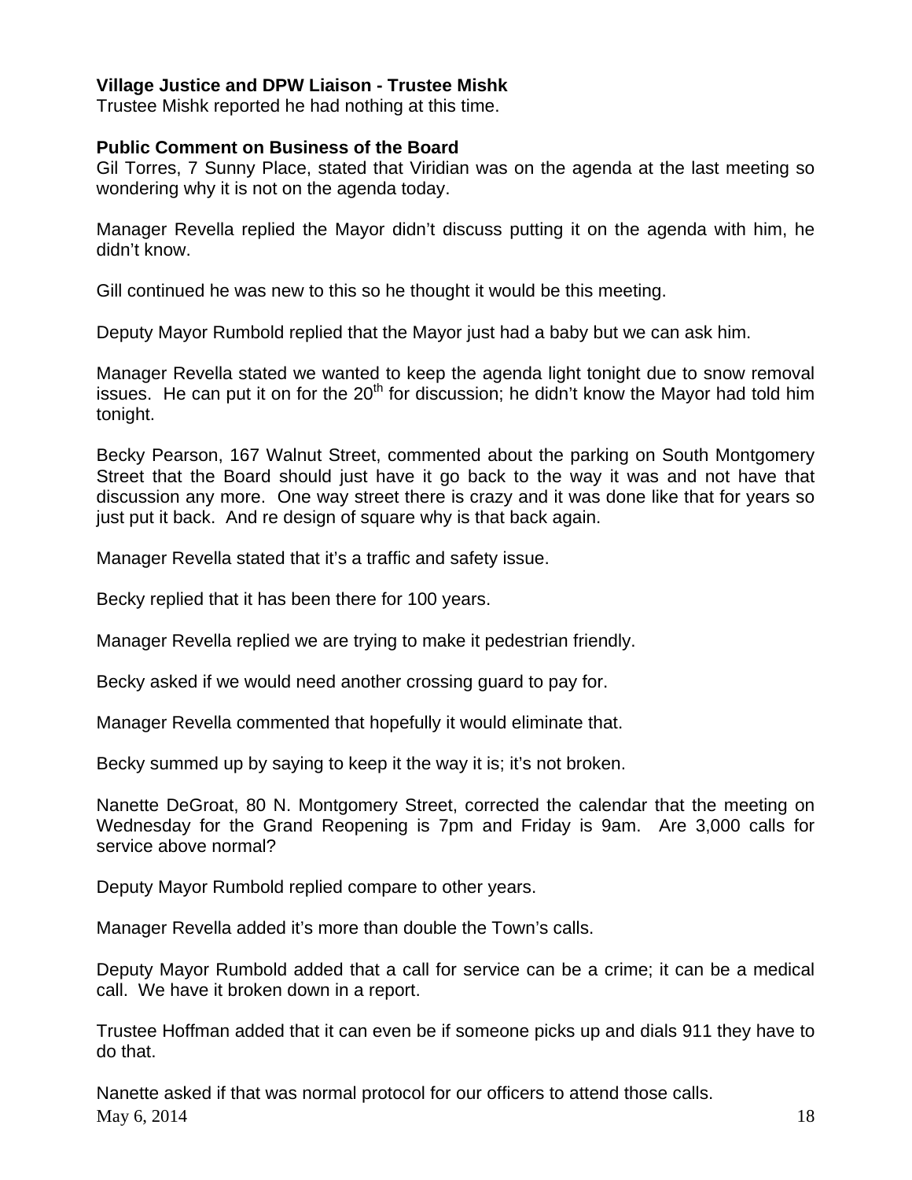**Village Justice and DPW Liaison - Trustee Mishk**

Trustee Mishk reported he had nothing at this time.

**Public Comment on Business of the Board**

Gil Torres, 7 Sunny Place, stated that Viridian was on the agenda at the last meeting so wondering why it is not on the agenda today.

Manager Revella replied the Mayor didn't discuss putting it on the agenda with him, he didn't know.

Gill continued he was new to this so he thought it would be this meeting.

Deputy Mayor Rumbold replied that the Mayor just had a baby but we can ask him.

Manager Revella stated we wanted to keep the agenda light tonight due to snow removal issues. He can put it on for the 20th for discussion; he didn't know the Mayor had told him tonight.

Becky Pearson, 167 Walnut Street, commented about the parking on South Montgomery Street that the Board should just have it go back to the way it was and not have that discussion any more. One way street there is crazy and it was done like that for years so just put it back. And re design of square why is that back again.

Manager Revella stated that it's a traffic and safety issue.

Becky replied that it has been there for 100 years.

Manager Revella replied we are trying to make it pedestrian friendly.

Becky asked if we would need another crossing guard to pay for.

Manager Revella commented that hopefully it would eliminate that.

Becky summed up by saying to keep it the way it is; it's not broken.

Nanette DeGroat, 80 N. Montgomery Street, corrected the calendar that the meeting on Wednesday for the Grand Reopening is 7pm and Friday is 9am. Are 3,000 calls for service above normal?

Deputy Mayor Rumbold replied compare to other years.

Manager Revella added it's more than double the Town's calls.

Deputy Mayor Rumbold added that a call for service can be a crime; it can be a medical call. We have it broken down in a report.

Trustee Hoffman added that it can even be if someone picks up and dials 911 they have to do that.

Nanette asked if that was normal protocol for our officers to attend those calls.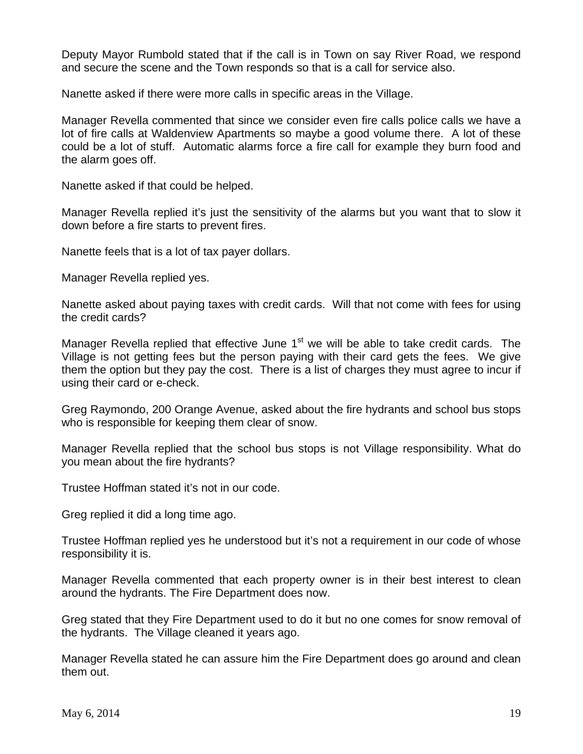Deputy Mayor Rumbold stated that if the call is in Town on say River Road, we respond and secure the scene and the Town responds so that is a call for service also.

Nanette asked if there were more calls in specific areas in the Village.

Manager Revella commented that since we consider even fire calls police calls we have a lot of fire calls at Waldenview Apartments so maybe a good volume there. A lot of these could be a lot of stuff. Automatic alarms force a fire call for example they burn food and the alarm goes off.

Nanette asked if that could be helped.

Manager Revella replied it's just the sensitivity of the alarms but you want that to slow it down before a fire starts to prevent fires.

Nanette feels that is a lot of tax payer dollars.

Manager Revella replied yes.

Nanette asked about paying taxes with credit cards. Will that not come with fees for using the credit cards?

Manager Revella replied that effective June 1st we will be able to take credit cards. The Village is not getting fees but the person paying with their card gets the fees. We give them the option but they pay the cost. There is a list of charges they must agree to incur if using their card or e-check.

Greg Raymondo, 200 Orange Avenue, asked about the fire hydrants and school bus stops who is responsible for keeping them clear of snow.

Manager Revella replied that the school bus stops is not Village responsibility. What do you mean about the fire hydrants?

Trustee Hoffman stated it's not in our code.

Greg replied it did a long time ago.

Trustee Hoffman replied yes he understood but it's not a requirement in our code of whose responsibility it is.

Manager Revella commented that each property owner is in their best interest to clean around the hydrants. The Fire Department does now.

Greg stated that they Fire Department used to do it but no one comes for snow removal of the hydrants. The Village cleaned it years ago.

Manager Revella stated he can assure him the Fire Department does go around and clean them out.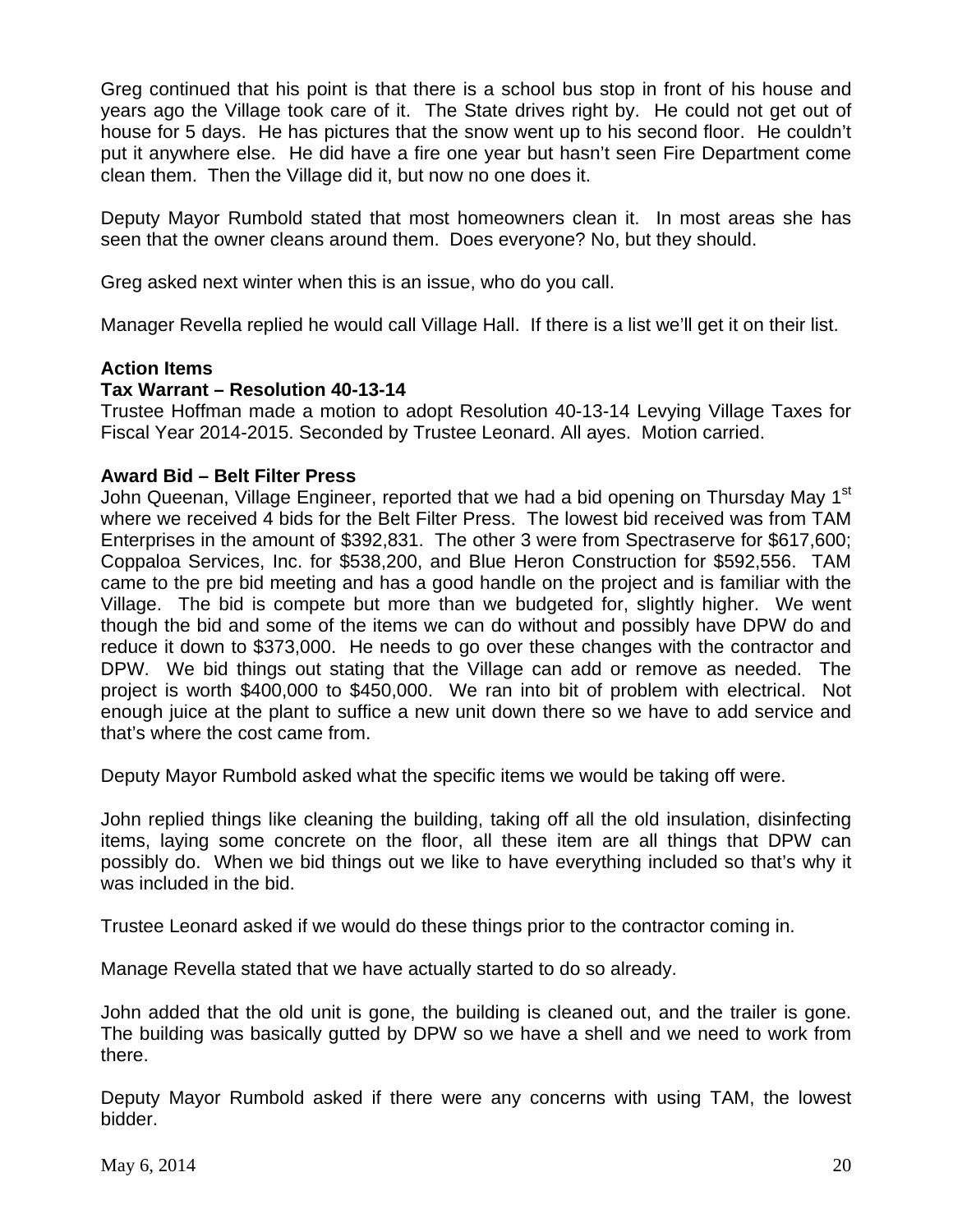Greg continued that his point is that there is a school bus stop in front of his house and years ago the Village took care of it. The State drives right by. He could not get out of house for 5 days. He has pictures that the snow went up to his second floor. He couldn't put it anywhere else. He did have a fire one year but hasn't seen Fire Department come clean them. Then the Village did it, but now no one does it.

Deputy Mayor Rumbold stated that most homeowners clean it. In most areas she has seen that the owner cleans around them. Does everyone? No, but they should.

Greg asked next winter when this is an issue, who do you call.

Manager Revella replied he would call Village Hall. If there is a list we'll get it on their list.

**Action Items**

**Tax Warrant – Resolution 40-13-14**

Trustee Hoffman made a motion to adopt Resolution 40-13-14 Levying Village Taxes for Fiscal Year 2014-2015. Seconded by Trustee Leonard. All ayes. Motion carried.

**Award Bid – Belt Filter Press**

John Queenan, Village Engineer, reported that we had a bid opening on Thursday May 1st where we received 4 bids for the Belt Filter Press. The lowest bid received was from TAM Enterprises in the amount of $392,831. The other 3 were from Spectraserve for $617,600; Coppaloa Services, Inc. for $538,200, and Blue Heron Construction for $592,556. TAM came to the pre bid meeting and has a good handle on the project and is familiar with the Village. The bid is compete but more than we budgeted for, slightly higher. We went though the bid and some of the items we can do without and possibly have DPW do and reduce it down to $373,000. He needs to go over these changes with the contractor and DPW. We bid things out stating that the Village can add or remove as needed. The project is worth $400,000 to $450,000. We ran into bit of problem with electrical. Not enough juice at the plant to suffice a new unit down there so we have to add service and that's where the cost came from.

Deputy Mayor Rumbold asked what the specific items we would be taking off were.

John replied things like cleaning the building, taking off all the old insulation, disinfecting items, laying some concrete on the floor, all these item are all things that DPW can possibly do. When we bid things out we like to have everything included so that's why it was included in the bid.

Trustee Leonard asked if we would do these things prior to the contractor coming in.

Manage Revella stated that we have actually started to do so already.

John added that the old unit is gone, the building is cleaned out, and the trailer is gone. The building was basically gutted by DPW so we have a shell and we need to work from there.

Deputy Mayor Rumbold asked if there were any concerns with using TAM, the lowest bidder.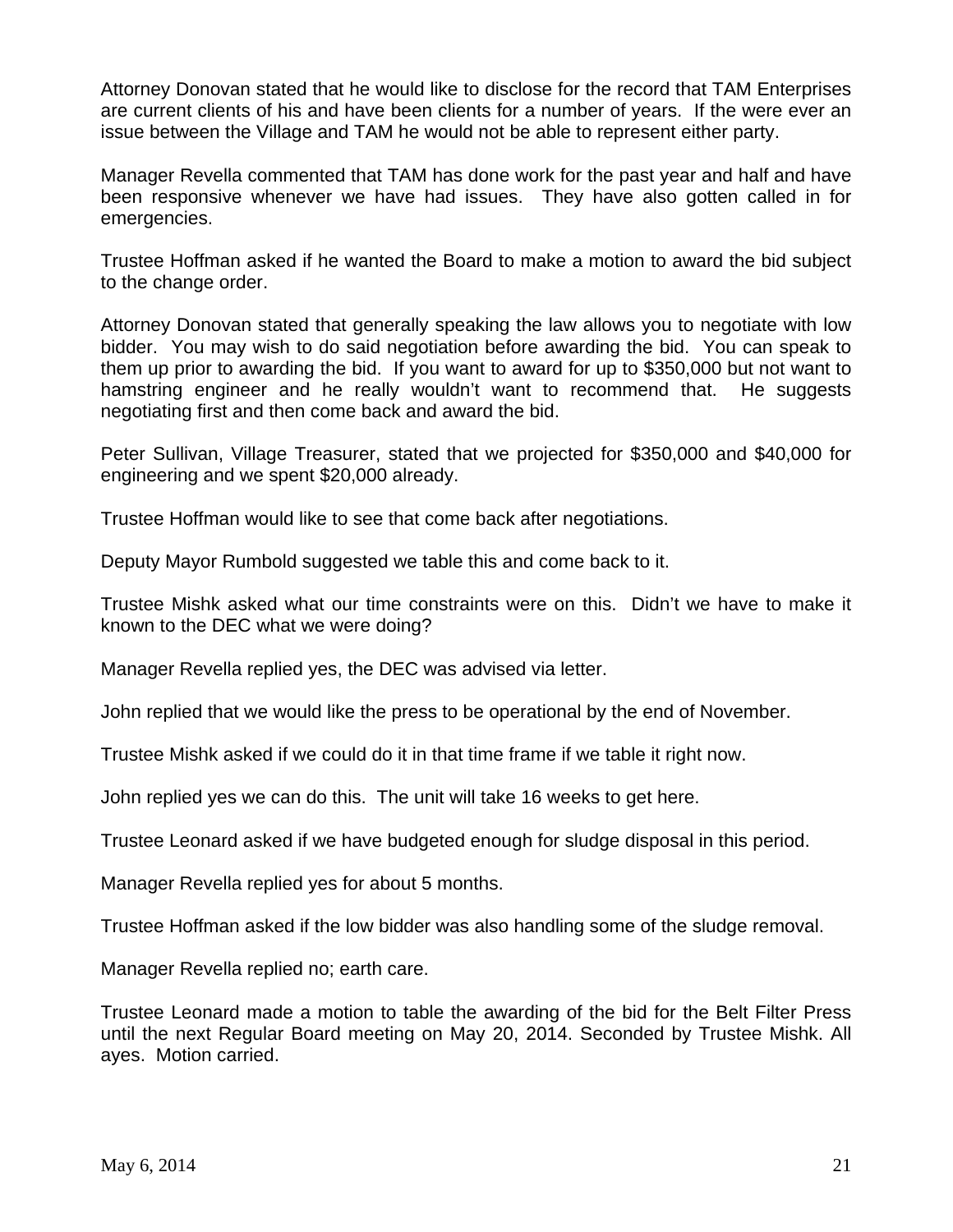Attorney Donovan stated that he would like to disclose for the record that TAM Enterprises are current clients of his and have been clients for a number of years. If the were ever an issue between the Village and TAM he would not be able to represent either party.

Manager Revella commented that TAM has done work for the past year and half and have been responsive whenever we have had issues. They have also gotten called in for emergencies.

Trustee Hoffman asked if he wanted the Board to make a motion to award the bid subject to the change order.

Attorney Donovan stated that generally speaking the law allows you to negotiate with low bidder. You may wish to do said negotiation before awarding the bid. You can speak to them up prior to awarding the bid. If you want to award for up to $350,000 but not want to hamstring engineer and he really wouldn't want to recommend that. He suggests negotiating first and then come back and award the bid.

Peter Sullivan, Village Treasurer, stated that we projected for $350,000 and $40,000 for engineering and we spent $20,000 already.

Trustee Hoffman would like to see that come back after negotiations.

Deputy Mayor Rumbold suggested we table this and come back to it.

Trustee Mishk asked what our time constraints were on this. Didn't we have to make it known to the DEC what we were doing?

Manager Revella replied yes, the DEC was advised via letter.

John replied that we would like the press to be operational by the end of November.

Trustee Mishk asked if we could do it in that time frame if we table it right now.

John replied yes we can do this. The unit will take 16 weeks to get here.

Trustee Leonard asked if we have budgeted enough for sludge disposal in this period.

Manager Revella replied yes for about 5 months.

Trustee Hoffman asked if the low bidder was also handling some of the sludge removal.

Manager Revella replied no; earth care.

Trustee Leonard made a motion to table the awarding of the bid for the Belt Filter Press until the next Regular Board meeting on May 20, 2014. Seconded by Trustee Mishk. All ayes. Motion carried.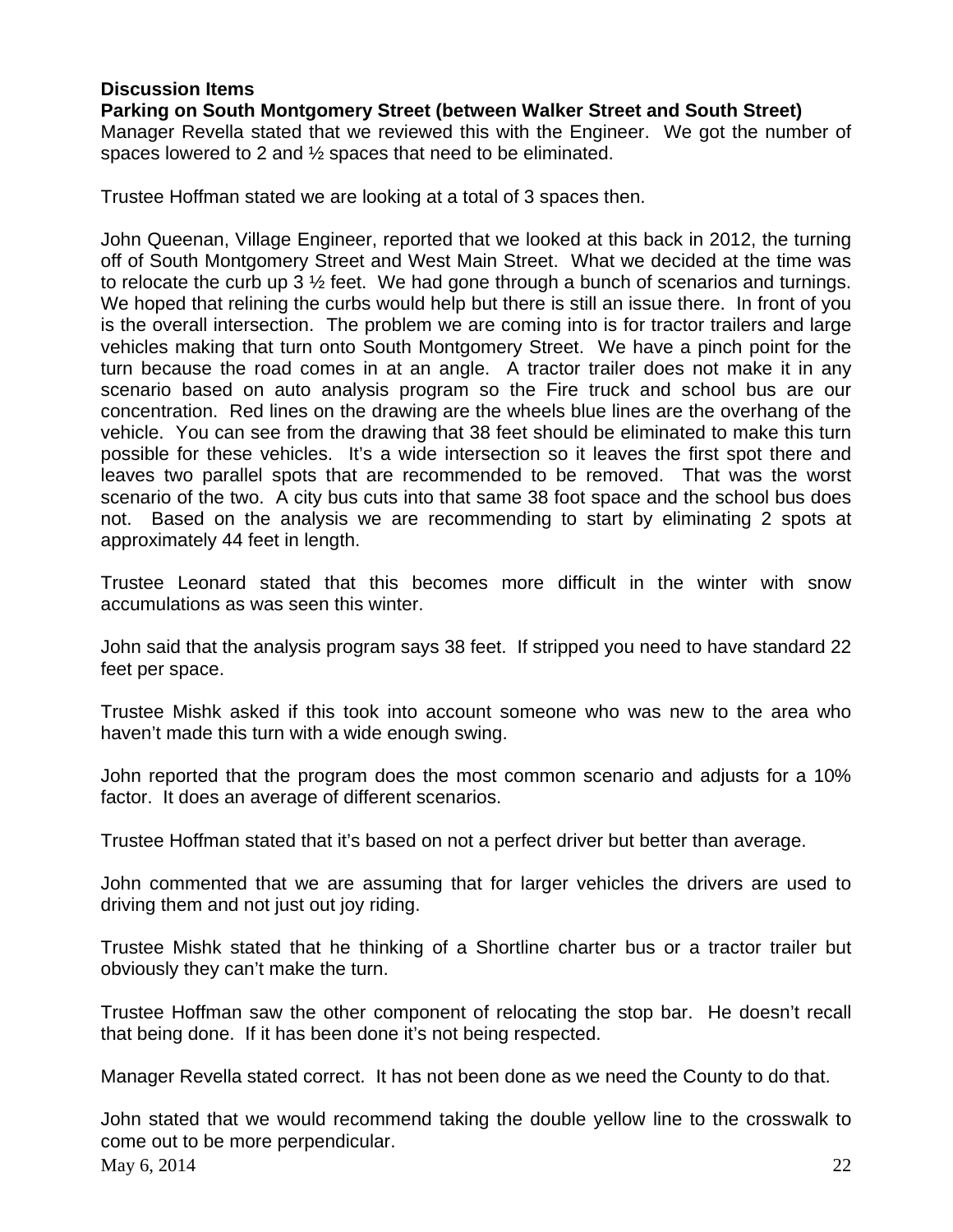**Discussion Items**

**Parking on South Montgomery Street (between Walker Street and South Street)**

Manager Revella stated that we reviewed this with the Engineer. We got the number of spaces lowered to 2 and ½ spaces that need to be eliminated.

Trustee Hoffman stated we are looking at a total of 3 spaces then.

John Queenan, Village Engineer, reported that we looked at this back in 2012, the turning off of South Montgomery Street and West Main Street. What we decided at the time was to relocate the curb up 3 ½ feet. We had gone through a bunch of scenarios and turnings. We hoped that relining the curbs would help but there is still an issue there. In front of you is the overall intersection. The problem we are coming into is for tractor trailers and large vehicles making that turn onto South Montgomery Street. We have a pinch point for the turn because the road comes in at an angle. A tractor trailer does not make it in any scenario based on auto analysis program so the Fire truck and school bus are our concentration. Red lines on the drawing are the wheels blue lines are the overhang of the vehicle. You can see from the drawing that 38 feet should be eliminated to make this turn possible for these vehicles. It's a wide intersection so it leaves the first spot there and leaves two parallel spots that are recommended to be removed. That was the worst scenario of the two. A city bus cuts into that same 38 foot space and the school bus does not. Based on the analysis we are recommending to start by eliminating 2 spots at approximately 44 feet in length.

Trustee Leonard stated that this becomes more difficult in the winter with snow accumulations as was seen this winter.

John said that the analysis program says 38 feet. If stripped you need to have standard 22 feet per space.

Trustee Mishk asked if this took into account someone who was new to the area who haven't made this turn with a wide enough swing.

John reported that the program does the most common scenario and adjusts for a 10% factor. It does an average of different scenarios.

Trustee Hoffman stated that it's based on not a perfect driver but better than average.

John commented that we are assuming that for larger vehicles the drivers are used to driving them and not just out joy riding.

Trustee Mishk stated that he thinking of a Shortline charter bus or a tractor trailer but obviously they can't make the turn.

Trustee Hoffman saw the other component of relocating the stop bar. He doesn't recall that being done. If it has been done it's not being respected.

Manager Revella stated correct. It has not been done as we need the County to do that.

John stated that we would recommend taking the double yellow line to the crosswalk to come out to be more perpendicular.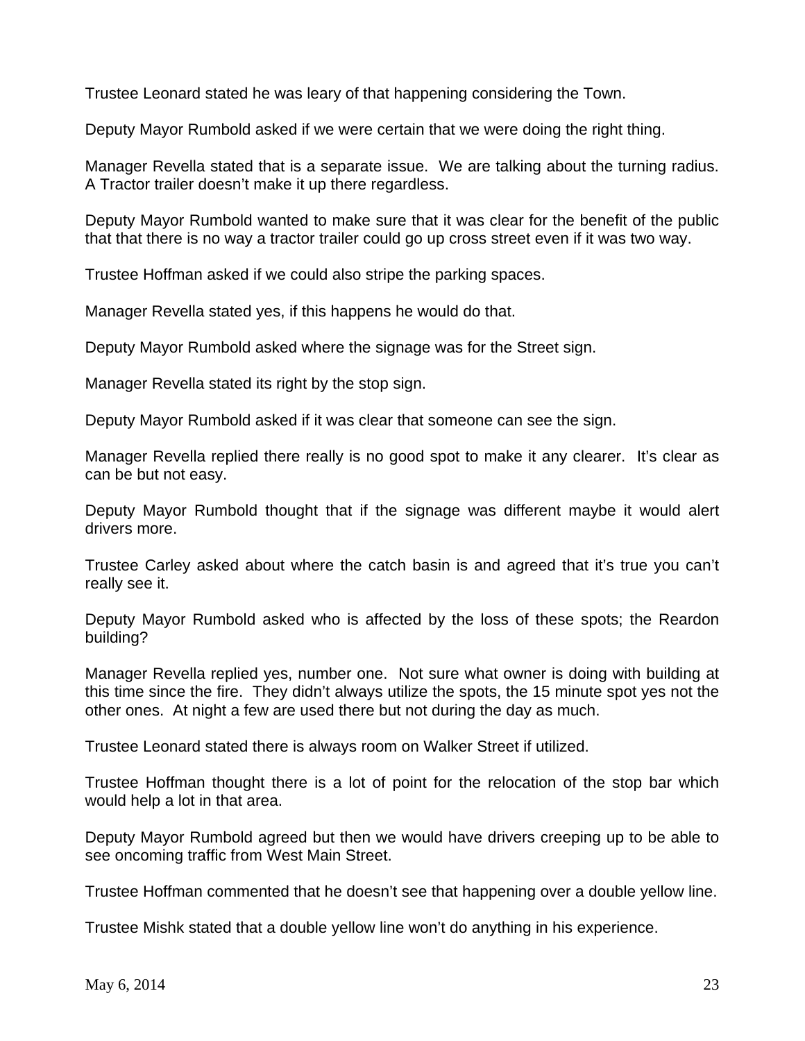Trustee Leonard stated he was leary of that happening considering the Town.

Deputy Mayor Rumbold asked if we were certain that we were doing the right thing.

Manager Revella stated that is a separate issue. We are talking about the turning radius. A Tractor trailer doesn't make it up there regardless.

Deputy Mayor Rumbold wanted to make sure that it was clear for the benefit of the public that that there is no way a tractor trailer could go up cross street even if it was two way.

Trustee Hoffman asked if we could also stripe the parking spaces.

Manager Revella stated yes, if this happens he would do that.

Deputy Mayor Rumbold asked where the signage was for the Street sign.

Manager Revella stated its right by the stop sign.

Deputy Mayor Rumbold asked if it was clear that someone can see the sign.

Manager Revella replied there really is no good spot to make it any clearer. It's clear as can be but not easy.

Deputy Mayor Rumbold thought that if the signage was different maybe it would alert drivers more.

Trustee Carley asked about where the catch basin is and agreed that it's true you can't really see it.

Deputy Mayor Rumbold asked who is affected by the loss of these spots; the Reardon building?

Manager Revella replied yes, number one. Not sure what owner is doing with building at this time since the fire. They didn't always utilize the spots, the 15 minute spot yes not the other ones. At night a few are used there but not during the day as much.

Trustee Leonard stated there is always room on Walker Street if utilized.

Trustee Hoffman thought there is a lot of point for the relocation of the stop bar which would help a lot in that area.

Deputy Mayor Rumbold agreed but then we would have drivers creeping up to be able to see oncoming traffic from West Main Street.

Trustee Hoffman commented that he doesn't see that happening over a double yellow line.

Trustee Mishk stated that a double yellow line won't do anything in his experience.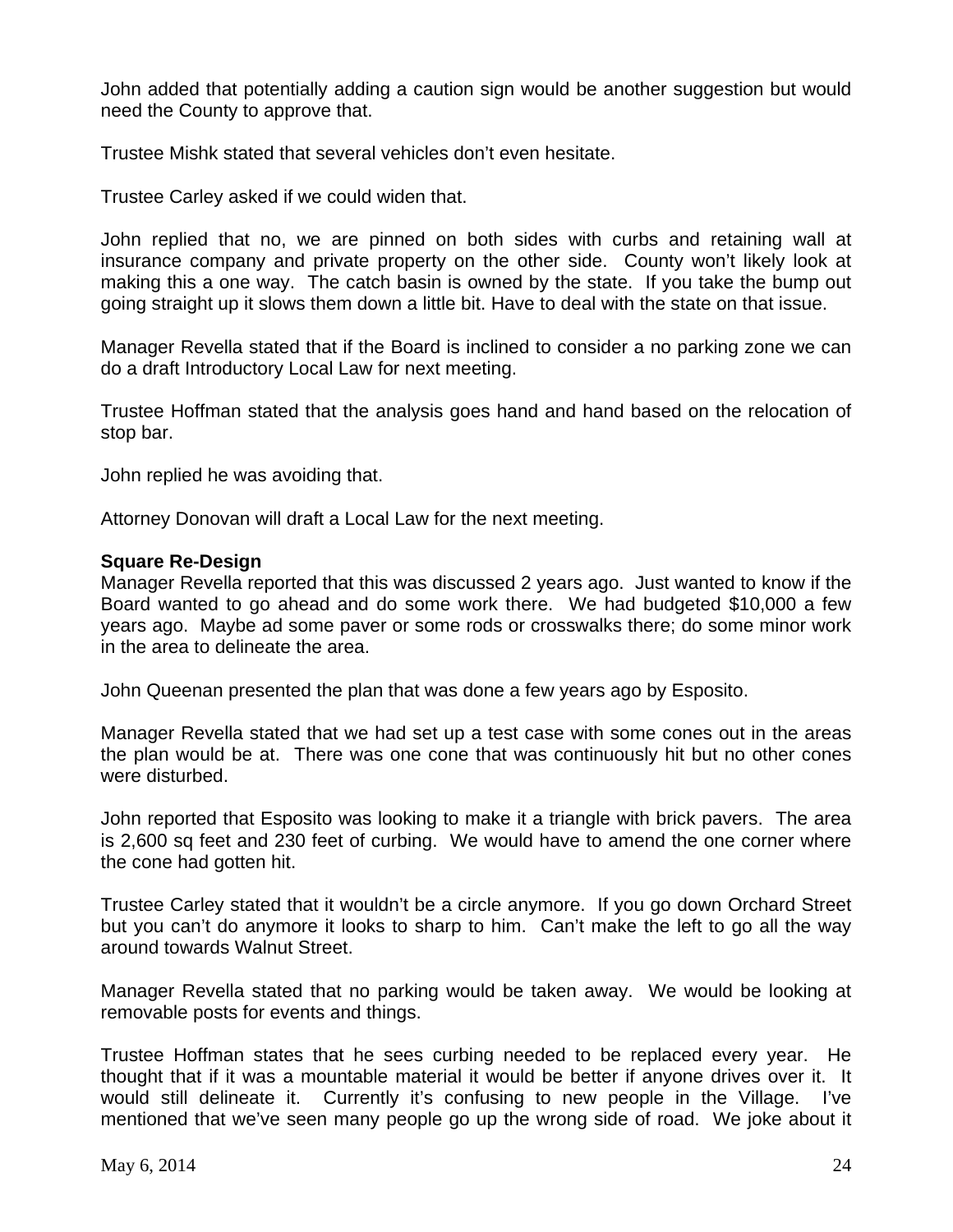John added that potentially adding a caution sign would be another suggestion but would need the County to approve that.

Trustee Mishk stated that several vehicles don't even hesitate.

Trustee Carley asked if we could widen that.

John replied that no, we are pinned on both sides with curbs and retaining wall at insurance company and private property on the other side. County won't likely look at making this a one way. The catch basin is owned by the state. If you take the bump out going straight up it slows them down a little bit. Have to deal with the state on that issue.

Manager Revella stated that if the Board is inclined to consider a no parking zone we can do a draft Introductory Local Law for next meeting.

Trustee Hoffman stated that the analysis goes hand and hand based on the relocation of stop bar.

John replied he was avoiding that.

Attorney Donovan will draft a Local Law for the next meeting.

**Square Re-Design**

Manager Revella reported that this was discussed 2 years ago. Just wanted to know if the Board wanted to go ahead and do some work there. We had budgeted $10,000 a few years ago. Maybe ad some paver or some rods or crosswalks there; do some minor work in the area to delineate the area.

John Queenan presented the plan that was done a few years ago by Esposito.

Manager Revella stated that we had set up a test case with some cones out in the areas the plan would be at. There was one cone that was continuously hit but no other cones were disturbed.

John reported that Esposito was looking to make it a triangle with brick pavers. The area is 2,600 sq feet and 230 feet of curbing. We would have to amend the one corner where the cone had gotten hit.

Trustee Carley stated that it wouldn't be a circle anymore. If you go down Orchard Street but you can't do anymore it looks to sharp to him. Can't make the left to go all the way around towards Walnut Street.

Manager Revella stated that no parking would be taken away. We would be looking at removable posts for events and things.

Trustee Hoffman states that he sees curbing needed to be replaced every year. He thought that if it was a mountable material it would be better if anyone drives over it. It would still delineate it. Currently it's confusing to new people in the Village. I've mentioned that we've seen many people go up the wrong side of road. We joke about it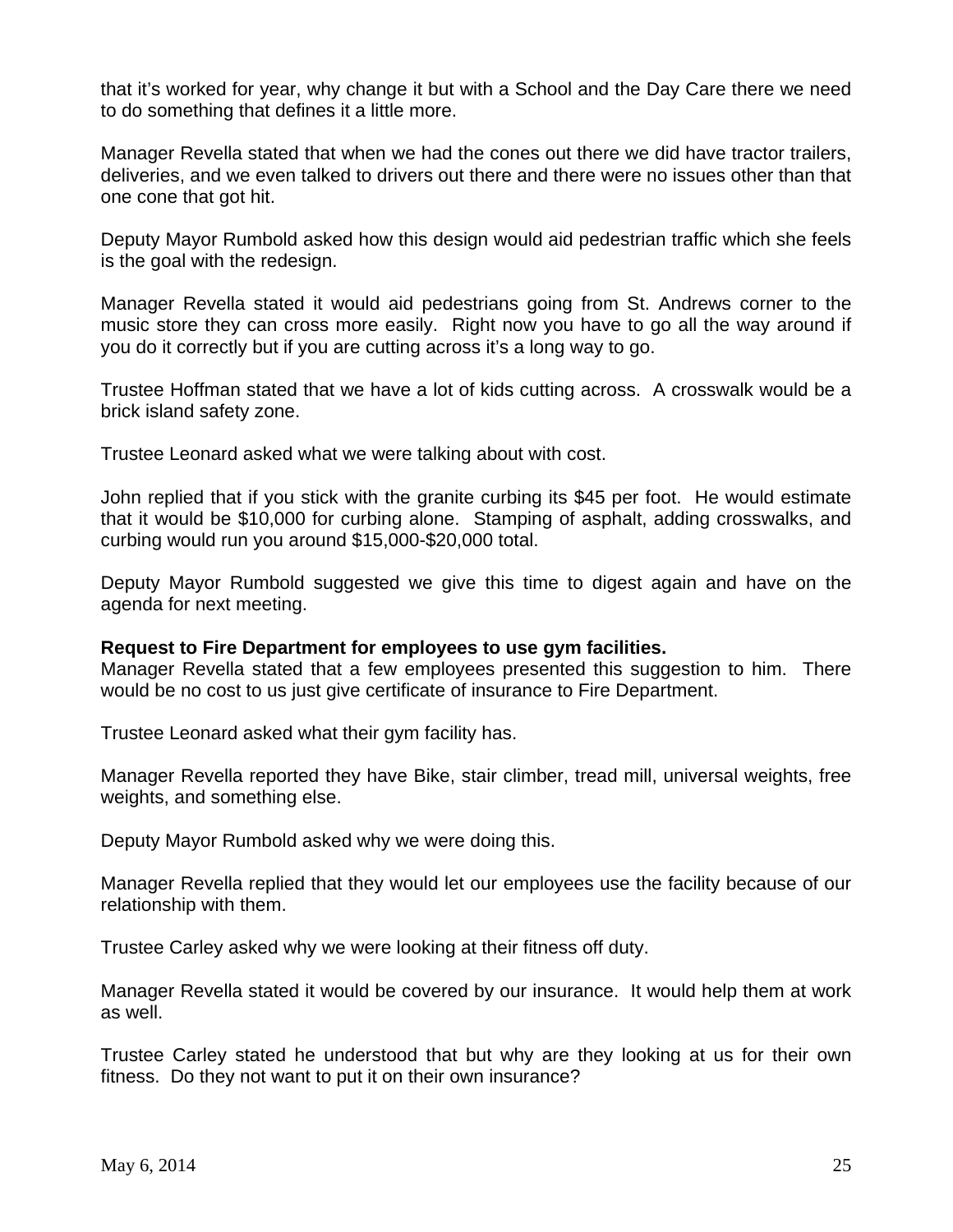that it's worked for year, why change it but with a School and the Day Care there we need to do something that defines it a little more.

Manager Revella stated that when we had the cones out there we did have tractor trailers, deliveries, and we even talked to drivers out there and there were no issues other than that one cone that got hit.

Deputy Mayor Rumbold asked how this design would aid pedestrian traffic which she feels is the goal with the redesign.

Manager Revella stated it would aid pedestrians going from St. Andrews corner to the music store they can cross more easily. Right now you have to go all the way around if you do it correctly but if you are cutting across it's a long way to go.

Trustee Hoffman stated that we have a lot of kids cutting across. A crosswalk would be a brick island safety zone.

Trustee Leonard asked what we were talking about with cost.

John replied that if you stick with the granite curbing its $45 per foot. He would estimate that it would be $10,000 for curbing alone. Stamping of asphalt, adding crosswalks, and curbing would run you around $15,000-$20,000 total.

Deputy Mayor Rumbold suggested we give this time to digest again and have on the agenda for next meeting.

**Request to Fire Department for employees to use gym facilities.**
Manager Revella stated that a few employees presented this suggestion to him. There would be no cost to us just give certificate of insurance to Fire Department.

Trustee Leonard asked what their gym facility has.

Manager Revella reported they have Bike, stair climber, tread mill, universal weights, free weights, and something else.

Deputy Mayor Rumbold asked why we were doing this.

Manager Revella replied that they would let our employees use the facility because of our relationship with them.

Trustee Carley asked why we were looking at their fitness off duty.

Manager Revella stated it would be covered by our insurance. It would help them at work as well.

Trustee Carley stated he understood that but why are they looking at us for their own fitness. Do they not want to put it on their own insurance?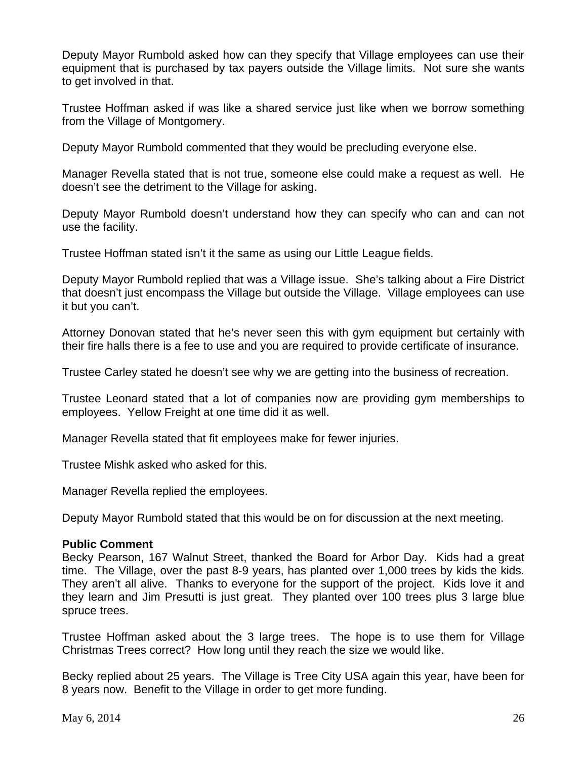Deputy Mayor Rumbold asked how can they specify that Village employees can use their equipment that is purchased by tax payers outside the Village limits. Not sure she wants to get involved in that.

Trustee Hoffman asked if was like a shared service just like when we borrow something from the Village of Montgomery.

Deputy Mayor Rumbold commented that they would be precluding everyone else.

Manager Revella stated that is not true, someone else could make a request as well. He doesn't see the detriment to the Village for asking.

Deputy Mayor Rumbold doesn't understand how they can specify who can and can not use the facility.

Trustee Hoffman stated isn't it the same as using our Little League fields.

Deputy Mayor Rumbold replied that was a Village issue. She's talking about a Fire District that doesn't just encompass the Village but outside the Village. Village employees can use it but you can't.

Attorney Donovan stated that he's never seen this with gym equipment but certainly with their fire halls there is a fee to use and you are required to provide certificate of insurance.

Trustee Carley stated he doesn't see why we are getting into the business of recreation.

Trustee Leonard stated that a lot of companies now are providing gym memberships to employees. Yellow Freight at one time did it as well.

Manager Revella stated that fit employees make for fewer injuries.

Trustee Mishk asked who asked for this.

Manager Revella replied the employees.

Deputy Mayor Rumbold stated that this would be on for discussion at the next meeting.

**Public Comment**

Becky Pearson, 167 Walnut Street, thanked the Board for Arbor Day. Kids had a great time. The Village, over the past 8-9 years, has planted over 1,000 trees by kids the kids. They aren't all alive. Thanks to everyone for the support of the project. Kids love it and they learn and Jim Presutti is just great. They planted over 100 trees plus 3 large blue spruce trees.

Trustee Hoffman asked about the 3 large trees. The hope is to use them for Village Christmas Trees correct? How long until they reach the size we would like.

Becky replied about 25 years. The Village is Tree City USA again this year, have been for 8 years now. Benefit to the Village in order to get more funding.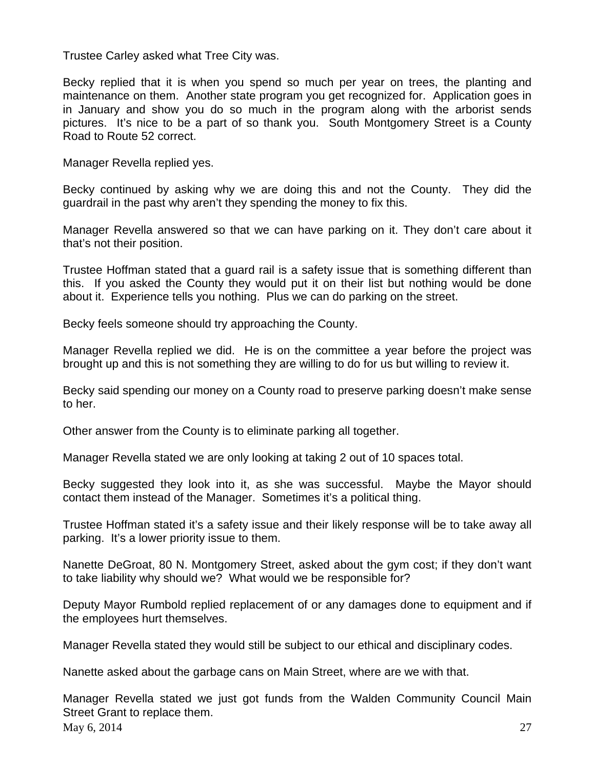Trustee Carley asked what Tree City was.

Becky replied that it is when you spend so much per year on trees, the planting and maintenance on them. Another state program you get recognized for. Application goes in in January and show you do so much in the program along with the arborist sends pictures. It's nice to be a part of so thank you. South Montgomery Street is a County Road to Route 52 correct.

Manager Revella replied yes.

Becky continued by asking why we are doing this and not the County. They did the guardrail in the past why aren't they spending the money to fix this.

Manager Revella answered so that we can have parking on it. They don't care about it that's not their position.

Trustee Hoffman stated that a guard rail is a safety issue that is something different than this. If you asked the County they would put it on their list but nothing would be done about it. Experience tells you nothing. Plus we can do parking on the street.

Becky feels someone should try approaching the County.

Manager Revella replied we did. He is on the committee a year before the project was brought up and this is not something they are willing to do for us but willing to review it.

Becky said spending our money on a County road to preserve parking doesn't make sense to her.

Other answer from the County is to eliminate parking all together.

Manager Revella stated we are only looking at taking 2 out of 10 spaces total.

Becky suggested they look into it, as she was successful. Maybe the Mayor should contact them instead of the Manager. Sometimes it's a political thing.

Trustee Hoffman stated it's a safety issue and their likely response will be to take away all parking. It's a lower priority issue to them.

Nanette DeGroat, 80 N. Montgomery Street, asked about the gym cost; if they don't want to take liability why should we? What would we be responsible for?

Deputy Mayor Rumbold replied replacement of or any damages done to equipment and if the employees hurt themselves.

Manager Revella stated they would still be subject to our ethical and disciplinary codes.

Nanette asked about the garbage cans on Main Street, where are we with that.

Manager Revella stated we just got funds from the Walden Community Council Main Street Grant to replace them.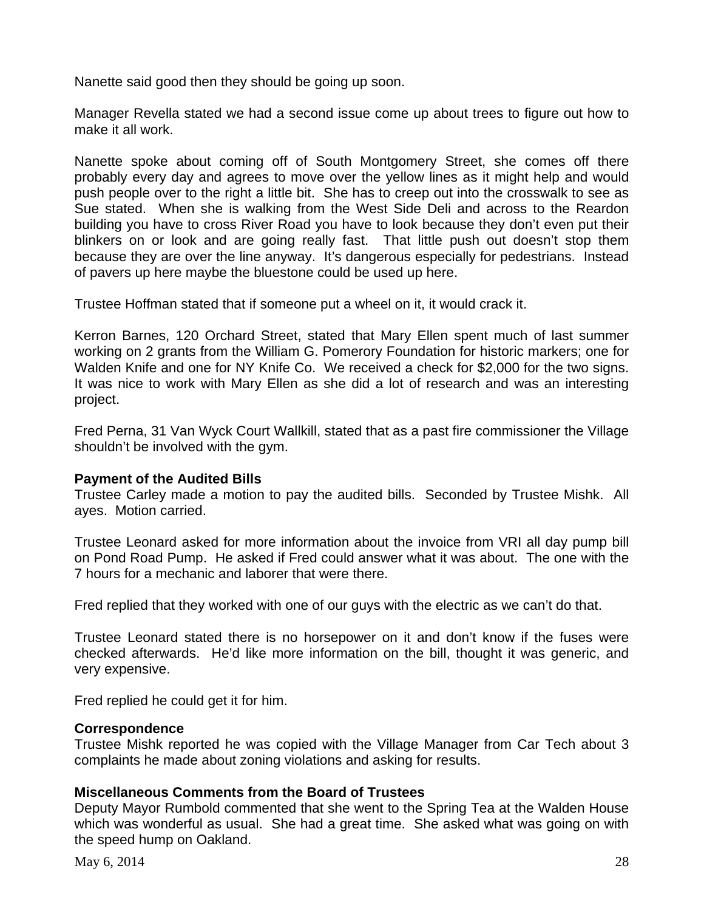Nanette said good then they should be going up soon.

Manager Revella stated we had a second issue come up about trees to figure out how to make it all work.

Nanette spoke about coming off of South Montgomery Street, she comes off there probably every day and agrees to move over the yellow lines as it might help and would push people over to the right a little bit. She has to creep out into the crosswalk to see as Sue stated. When she is walking from the West Side Deli and across to the Reardon building you have to cross River Road you have to look because they don't even put their blinkers on or look and are going really fast. That little push out doesn't stop them because they are over the line anyway. It's dangerous especially for pedestrians. Instead of pavers up here maybe the bluestone could be used up here.

Trustee Hoffman stated that if someone put a wheel on it, it would crack it.

Kerron Barnes, 120 Orchard Street, stated that Mary Ellen spent much of last summer working on 2 grants from the William G. Pomerory Foundation for historic markers; one for Walden Knife and one for NY Knife Co. We received a check for $2,000 for the two signs. It was nice to work with Mary Ellen as she did a lot of research and was an interesting project.

Fred Perna, 31 Van Wyck Court Wallkill, stated that as a past fire commissioner the Village shouldn't be involved with the gym.

**Payment of the Audited Bills**
Trustee Carley made a motion to pay the audited bills. Seconded by Trustee Mishk. All ayes. Motion carried.

Trustee Leonard asked for more information about the invoice from VRI all day pump bill on Pond Road Pump. He asked if Fred could answer what it was about. The one with the 7 hours for a mechanic and laborer that were there.

Fred replied that they worked with one of our guys with the electric as we can't do that.

Trustee Leonard stated there is no horsepower on it and don't know if the fuses were checked afterwards. He'd like more information on the bill, thought it was generic, and very expensive.

Fred replied he could get it for him.

**Correspondence**
Trustee Mishk reported he was copied with the Village Manager from Car Tech about 3 complaints he made about zoning violations and asking for results.

**Miscellaneous Comments from the Board of Trustees**
Deputy Mayor Rumbold commented that she went to the Spring Tea at the Walden House which was wonderful as usual. She had a great time. She asked what was going on with the speed hump on Oakland.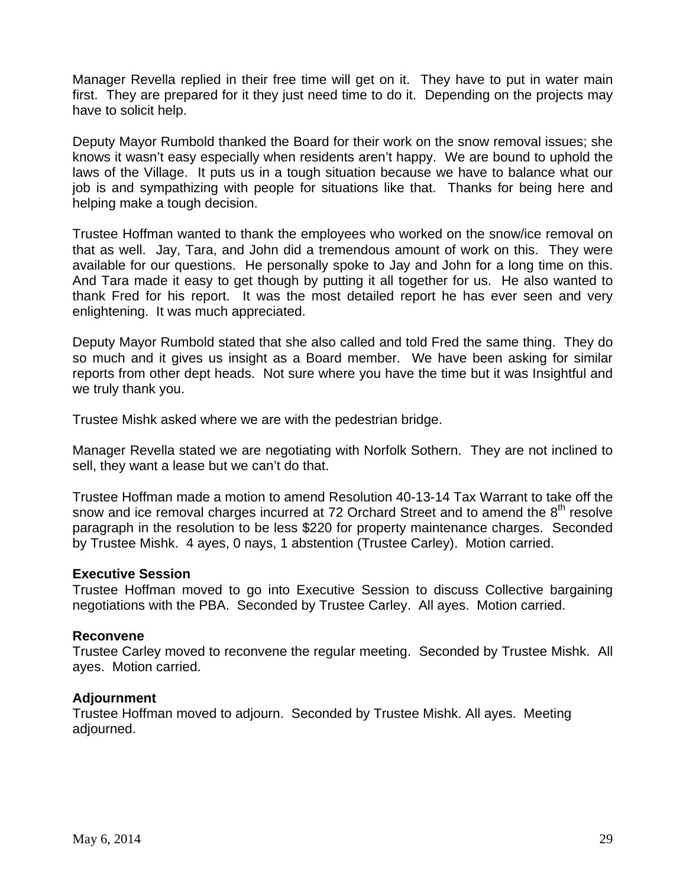Manager Revella replied in their free time will get on it. They have to put in water main first. They are prepared for it they just need time to do it. Depending on the projects may have to solicit help.

Deputy Mayor Rumbold thanked the Board for their work on the snow removal issues; she knows it wasn't easy especially when residents aren't happy. We are bound to uphold the laws of the Village. It puts us in a tough situation because we have to balance what our job is and sympathizing with people for situations like that. Thanks for being here and helping make a tough decision.

Trustee Hoffman wanted to thank the employees who worked on the snow/ice removal on that as well. Jay, Tara, and John did a tremendous amount of work on this. They were available for our questions. He personally spoke to Jay and John for a long time on this. And Tara made it easy to get though by putting it all together for us. He also wanted to thank Fred for his report. It was the most detailed report he has ever seen and very enlightening. It was much appreciated.

Deputy Mayor Rumbold stated that she also called and told Fred the same thing. They do so much and it gives us insight as a Board member. We have been asking for similar reports from other dept heads. Not sure where you have the time but it was Insightful and we truly thank you.

Trustee Mishk asked where we are with the pedestrian bridge.

Manager Revella stated we are negotiating with Norfolk Sothern. They are not inclined to sell, they want a lease but we can't do that.

Trustee Hoffman made a motion to amend Resolution 40-13-14 Tax Warrant to take off the snow and ice removal charges incurred at 72 Orchard Street and to amend the 8th resolve paragraph in the resolution to be less $220 for property maintenance charges. Seconded by Trustee Mishk. 4 ayes, 0 nays, 1 abstention (Trustee Carley). Motion carried.

**Executive Session**
Trustee Hoffman moved to go into Executive Session to discuss Collective bargaining negotiations with the PBA. Seconded by Trustee Carley. All ayes. Motion carried.

**Reconvene**
Trustee Carley moved to reconvene the regular meeting. Seconded by Trustee Mishk. All ayes. Motion carried.

**Adjournment**
Trustee Hoffman moved to adjourn. Seconded by Trustee Mishk. All ayes. Meeting adjourned.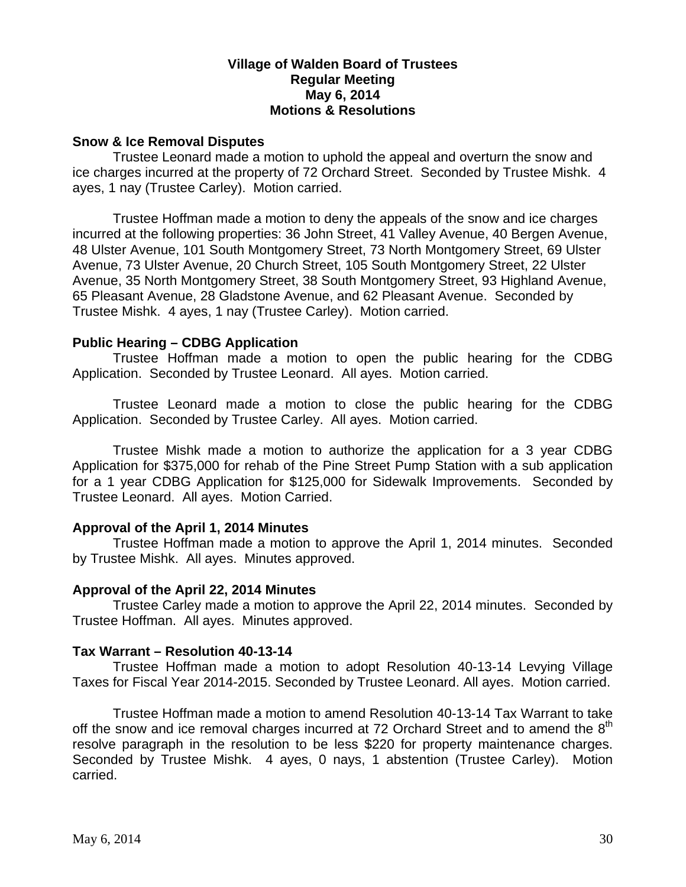**Village of Walden Board of Trustees**
**Regular Meeting**
**May 6, 2014**
**Motions & Resolutions**

**Snow & Ice Removal Disputes**

Trustee Leonard made a motion to uphold the appeal and overturn the snow and ice charges incurred at the property of 72 Orchard Street. Seconded by Trustee Mishk. 4 ayes, 1 nay (Trustee Carley). Motion carried.

Trustee Hoffman made a motion to deny the appeals of the snow and ice charges incurred at the following properties: 36 John Street, 41 Valley Avenue, 40 Bergen Avenue, 48 Ulster Avenue, 101 South Montgomery Street, 73 North Montgomery Street, 69 Ulster Avenue, 73 Ulster Avenue, 20 Church Street, 105 South Montgomery Street, 22 Ulster Avenue, 35 North Montgomery Street, 38 South Montgomery Street, 93 Highland Avenue, 65 Pleasant Avenue, 28 Gladstone Avenue, and 62 Pleasant Avenue. Seconded by Trustee Mishk. 4 ayes, 1 nay (Trustee Carley). Motion carried.

**Public Hearing – CDBG Application**

Trustee Hoffman made a motion to open the public hearing for the CDBG Application. Seconded by Trustee Leonard. All ayes. Motion carried.

Trustee Leonard made a motion to close the public hearing for the CDBG Application. Seconded by Trustee Carley. All ayes. Motion carried.

Trustee Mishk made a motion to authorize the application for a 3 year CDBG Application for $375,000 for rehab of the Pine Street Pump Station with a sub application for a 1 year CDBG Application for $125,000 for Sidewalk Improvements. Seconded by Trustee Leonard. All ayes. Motion Carried.

**Approval of the April 1, 2014 Minutes**

Trustee Hoffman made a motion to approve the April 1, 2014 minutes. Seconded by Trustee Mishk. All ayes. Minutes approved.

**Approval of the April 22, 2014 Minutes**

Trustee Carley made a motion to approve the April 22, 2014 minutes. Seconded by Trustee Hoffman. All ayes. Minutes approved.

**Tax Warrant – Resolution 40-13-14**

Trustee Hoffman made a motion to adopt Resolution 40-13-14 Levying Village Taxes for Fiscal Year 2014-2015. Seconded by Trustee Leonard. All ayes. Motion carried.

Trustee Hoffman made a motion to amend Resolution 40-13-14 Tax Warrant to take off the snow and ice removal charges incurred at 72 Orchard Street and to amend the 8th resolve paragraph in the resolution to be less $220 for property maintenance charges. Seconded by Trustee Mishk. 4 ayes, 0 nays, 1 abstention (Trustee Carley). Motion carried.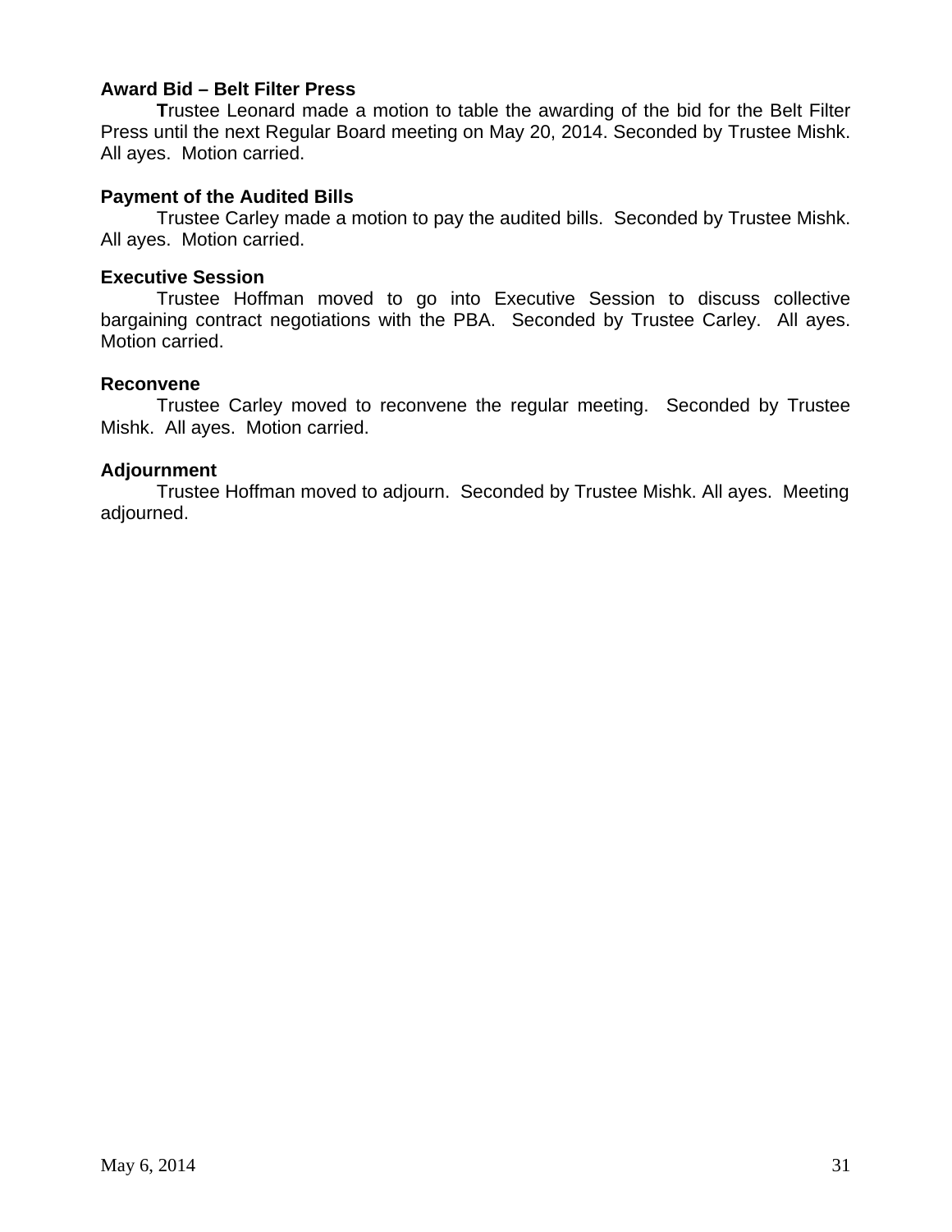**Award Bid – Belt Filter Press**

**T**rustee Leonard made a motion to table the awarding of the bid for the Belt Filter Press until the next Regular Board meeting on May 20, 2014. Seconded by Trustee Mishk. All ayes. Motion carried.

**Payment of the Audited Bills**

Trustee Carley made a motion to pay the audited bills. Seconded by Trustee Mishk. All ayes. Motion carried.

**Executive Session**

Trustee Hoffman moved to go into Executive Session to discuss collective bargaining contract negotiations with the PBA. Seconded by Trustee Carley. All ayes. Motion carried.

**Reconvene**

Trustee Carley moved to reconvene the regular meeting. Seconded by Trustee Mishk. All ayes. Motion carried.

**Adjournment**

Trustee Hoffman moved to adjourn. Seconded by Trustee Mishk. All ayes. Meeting adjourned.